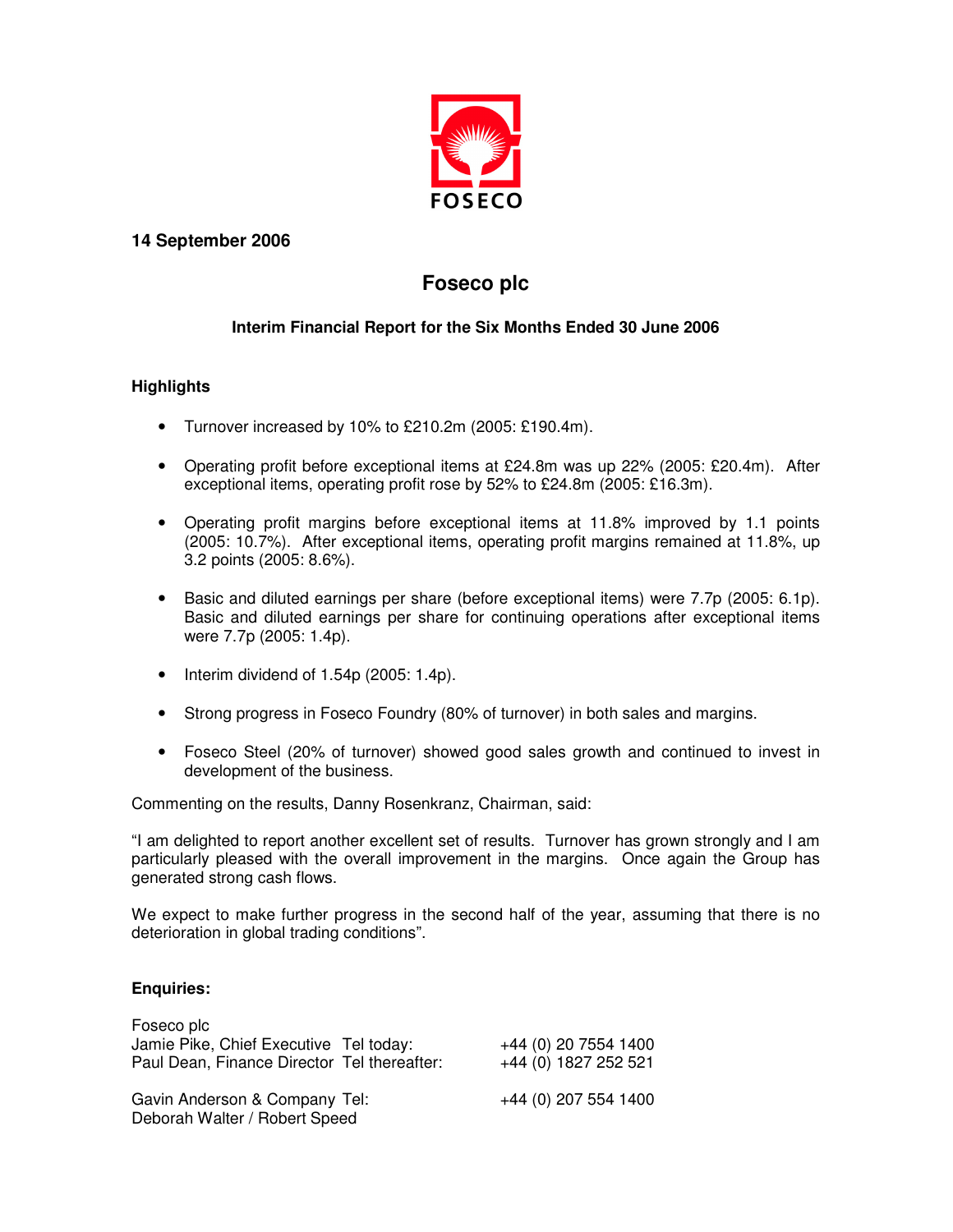FOSECO

**14 September 2006**

# Foseco plc

### Interim Financial Report for the Six Months Ended 30 June 2006

#### Highlights

- Turnover increased by 10% to £210.2m (2005: £190.4m).
- Operating profit before exceptional items at £24.8m was up 22% (2005: £20.4m). After exceptional items, operating profit rose by 52% to £24.8m (2005: £16.3m).
- Operating profit margins before exceptional items at 11.8% improved by 1.1 points (2005: 10.7%). After exceptional items, operating profit margins remained at 11.8%, up 3.2 points (2005: 8.6%).
- Basic and diluted earnings per share (before exceptional items) were 7.7p (2005: 6.1p). Basic and diluted earnings per share for continuing operations after exceptional items were 7.7p (2005: 1.4p).
- Interim dividend of 1.54p (2005: 1.4p).
- Strong progress in Foseco Foundry (80% of turnover) in both sales and margins.
- Foseco Steel (20% of turnover) showed good sales growth and continued to invest in development of the business.

Commenting on the results, Danny Rosenkranz, Chairman, said:

"I am delighted to report another excellent set of results. Turnover has grown strongly and I am particularly pleased with the overall improvement in the margins. Once again the Group has generated strong cash flows.

We expect to make further progress in the second half of the year, assuming that there is no deterioration in global trading conditions".

#### Enquiries:

Foseco plc

| | | |
|---|---|---|
| Jamie Pike, Chief Executive | Tel today: | +44 (0) 20 7554 1400 |
| Paul Dean, Finance Director | Tel thereafter: | +44 (0) 1827 252 521 |
| | | |
| Gavin Anderson & Company | Tel: | +44 (0) 207 554 1400 |
| Deborah Walter / Robert Speed | | |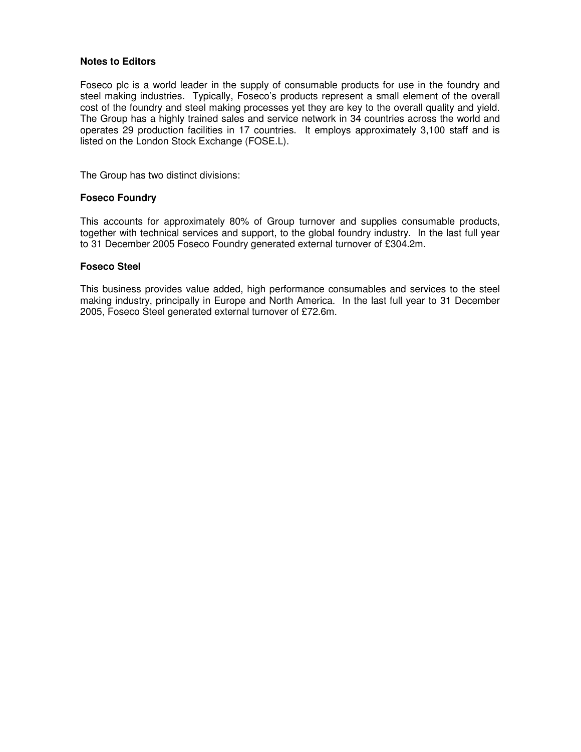**Notes to Editors**

Foseco plc is a world leader in the supply of consumable products for use in the foundry and steel making industries. Typically, Foseco's products represent a small element of the overall cost of the foundry and steel making processes yet they are key to the overall quality and yield. The Group has a highly trained sales and service network in 34 countries across the world and operates 29 production facilities in 17 countries. It employs approximately 3,100 staff and is listed on the London Stock Exchange (FOSE.L).

The Group has two distinct divisions:

**Foseco Foundry**

This accounts for approximately 80% of Group turnover and supplies consumable products, together with technical services and support, to the global foundry industry. In the last full year to 31 December 2005 Foseco Foundry generated external turnover of £304.2m.

**Foseco Steel**

This business provides value added, high performance consumables and services to the steel making industry, principally in Europe and North America. In the last full year to 31 December 2005, Foseco Steel generated external turnover of £72.6m.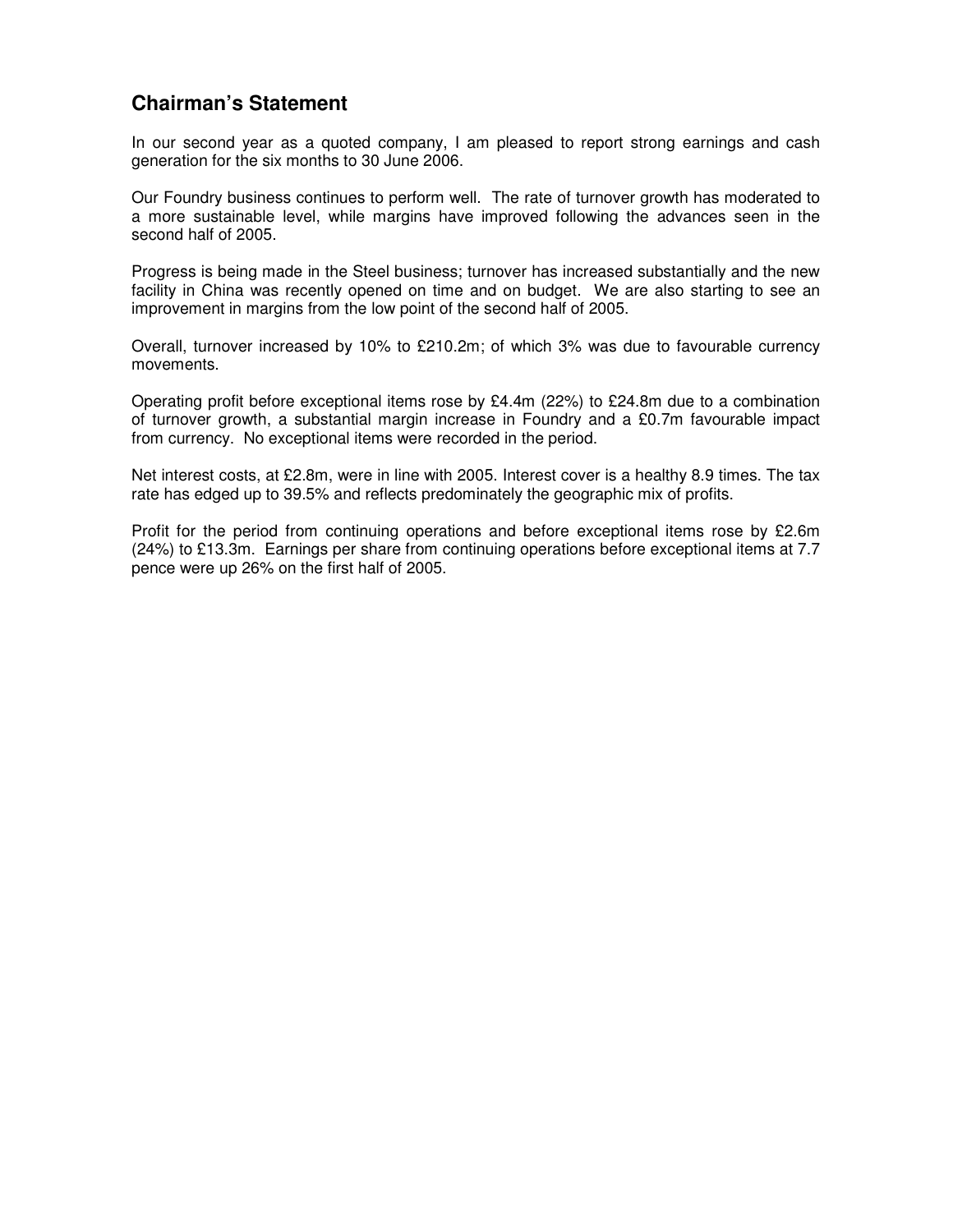## Chairman's Statement

In our second year as a quoted company, I am pleased to report strong earnings and cash generation for the six months to 30 June 2006.

Our Foundry business continues to perform well. The rate of turnover growth has moderated to a more sustainable level, while margins have improved following the advances seen in the second half of 2005.

Progress is being made in the Steel business; turnover has increased substantially and the new facility in China was recently opened on time and on budget. We are also starting to see an improvement in margins from the low point of the second half of 2005.

Overall, turnover increased by 10% to £210.2m; of which 3% was due to favourable currency movements.

Operating profit before exceptional items rose by £4.4m (22%) to £24.8m due to a combination of turnover growth, a substantial margin increase in Foundry and a £0.7m favourable impact from currency. No exceptional items were recorded in the period.

Net interest costs, at £2.8m, were in line with 2005. Interest cover is a healthy 8.9 times. The tax rate has edged up to 39.5% and reflects predominately the geographic mix of profits.

Profit for the period from continuing operations and before exceptional items rose by £2.6m (24%) to £13.3m. Earnings per share from continuing operations before exceptional items at 7.7 pence were up 26% on the first half of 2005.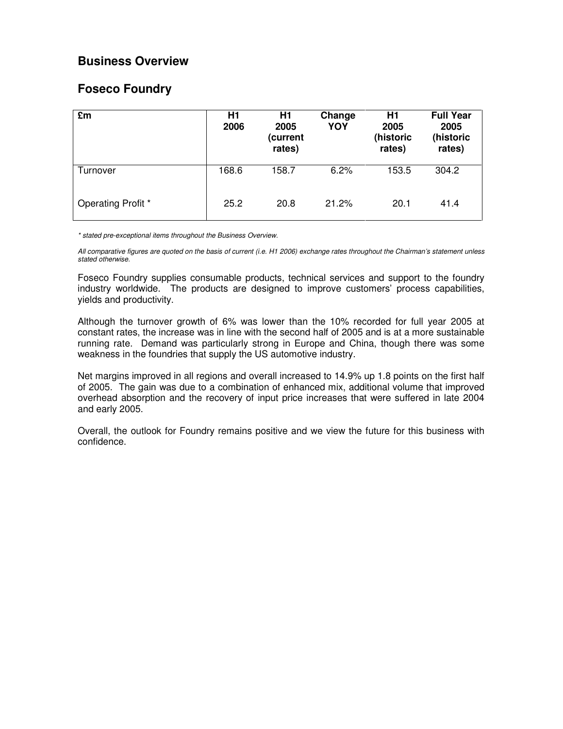# Business Overview

## Foseco Foundry

| £m | H1 2006 | H1 2005 (current rates) | Change YOY | H1 2005 (historic rates) | Full Year 2005 (historic rates) |
|---|---|---|---|---|---|
| Turnover | 168.6 | 158.7 | 6.2% | 153.5 | 304.2 |
| Operating Profit * | 25.2 | 20.8 | 21.2% | 20.1 | 41.4 |

*\* stated pre-exceptional items throughout the Business Overview.*

*All comparative figures are quoted on the basis of current (i.e. H1 2006) exchange rates throughout the Chairman's statement unless stated otherwise.*

Foseco Foundry supplies consumable products, technical services and support to the foundry industry worldwide. The products are designed to improve customers' process capabilities, yields and productivity.

Although the turnover growth of 6% was lower than the 10% recorded for full year 2005 at constant rates, the increase was in line with the second half of 2005 and is at a more sustainable running rate. Demand was particularly strong in Europe and China, though there was some weakness in the foundries that supply the US automotive industry.

Net margins improved in all regions and overall increased to 14.9% up 1.8 points on the first half of 2005. The gain was due to a combination of enhanced mix, additional volume that improved overhead absorption and the recovery of input price increases that were suffered in late 2004 and early 2005.

Overall, the outlook for Foundry remains positive and we view the future for this business with confidence.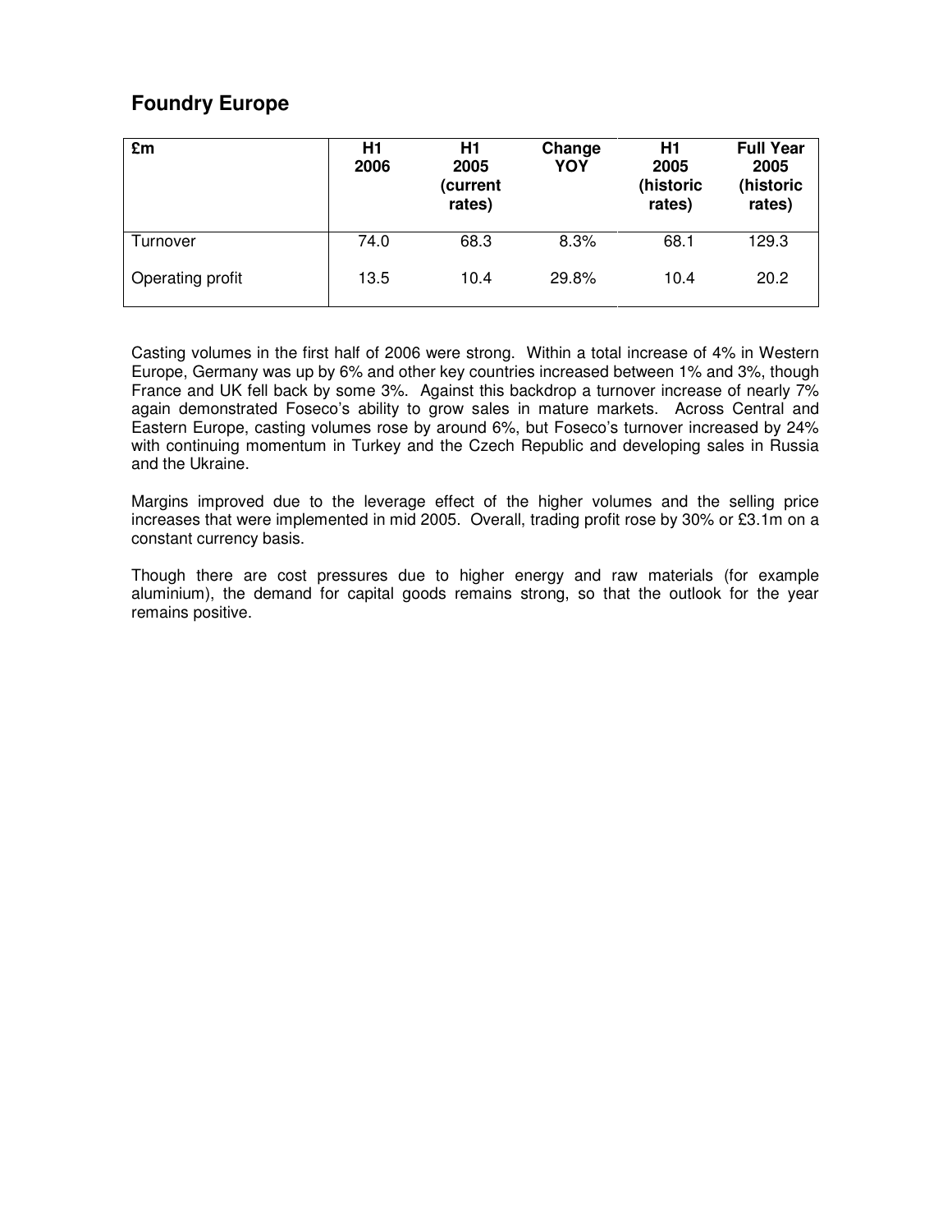## Foundry Europe

| £m | H1 2006 | H1 2005 (current rates) | Change YOY | H1 2005 (historic rates) | Full Year 2005 (historic rates) |
|---|---|---|---|---|---|
| Turnover | 74.0 | 68.3 | 8.3% | 68.1 | 129.3 |
| Operating profit | 13.5 | 10.4 | 29.8% | 10.4 | 20.2 |

Casting volumes in the first half of 2006 were strong. Within a total increase of 4% in Western Europe, Germany was up by 6% and other key countries increased between 1% and 3%, though France and UK fell back by some 3%. Against this backdrop a turnover increase of nearly 7% again demonstrated Foseco's ability to grow sales in mature markets. Across Central and Eastern Europe, casting volumes rose by around 6%, but Foseco's turnover increased by 24% with continuing momentum in Turkey and the Czech Republic and developing sales in Russia and the Ukraine.

Margins improved due to the leverage effect of the higher volumes and the selling price increases that were implemented in mid 2005. Overall, trading profit rose by 30% or £3.1m on a constant currency basis.

Though there are cost pressures due to higher energy and raw materials (for example aluminium), the demand for capital goods remains strong, so that the outlook for the year remains positive.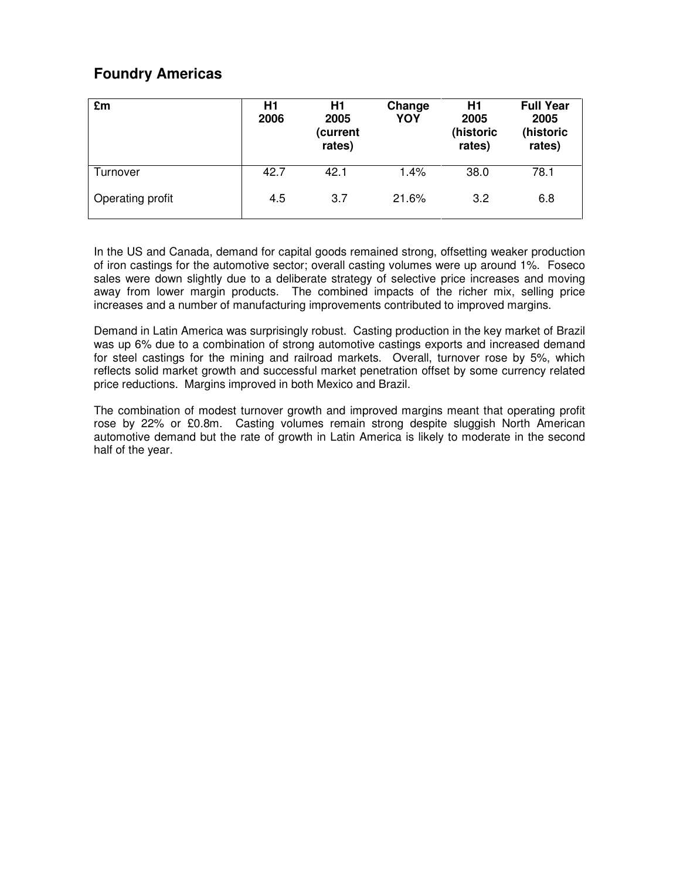## Foundry Americas

| £m | H1 2006 | H1 2005 (current rates) | Change YOY | H1 2005 (historic rates) | Full Year 2005 (historic rates) |
|---|---|---|---|---|---|
| Turnover | 42.7 | 42.1 | 1.4% | 38.0 | 78.1 |
| Operating profit | 4.5 | 3.7 | 21.6% | 3.2 | 6.8 |

In the US and Canada, demand for capital goods remained strong, offsetting weaker production of iron castings for the automotive sector; overall casting volumes were up around 1%. Foseco sales were down slightly due to a deliberate strategy of selective price increases and moving away from lower margin products. The combined impacts of the richer mix, selling price increases and a number of manufacturing improvements contributed to improved margins.

Demand in Latin America was surprisingly robust. Casting production in the key market of Brazil was up 6% due to a combination of strong automotive castings exports and increased demand for steel castings for the mining and railroad markets. Overall, turnover rose by 5%, which reflects solid market growth and successful market penetration offset by some currency related price reductions. Margins improved in both Mexico and Brazil.

The combination of modest turnover growth and improved margins meant that operating profit rose by 22% or £0.8m. Casting volumes remain strong despite sluggish North American automotive demand but the rate of growth in Latin America is likely to moderate in the second half of the year.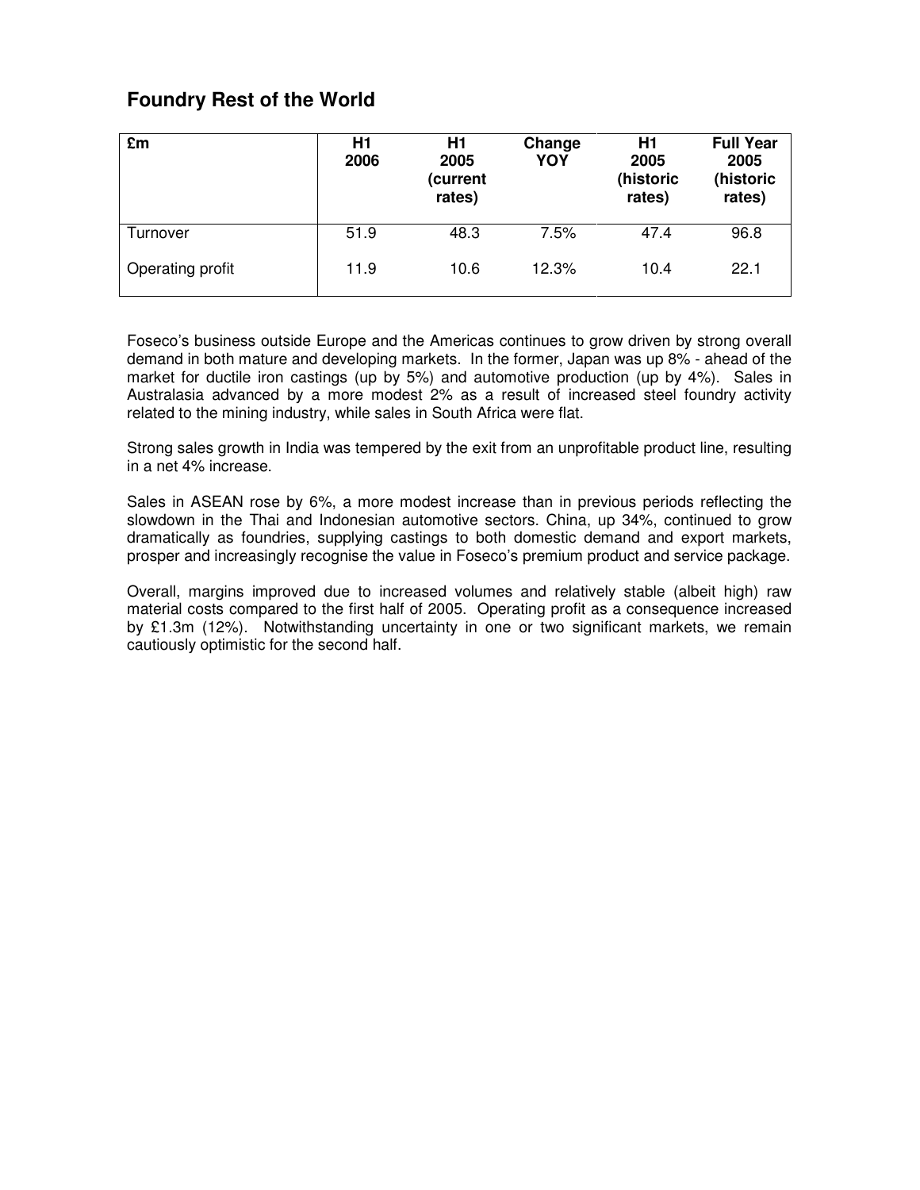## Foundry Rest of the World

| £m | H1 2006 | H1 2005 (current rates) | Change YOY | H1 2005 (historic rates) | Full Year 2005 (historic rates) |
|---|---|---|---|---|---|
| Turnover | 51.9 | 48.3 | 7.5% | 47.4 | 96.8 |
| Operating profit | 11.9 | 10.6 | 12.3% | 10.4 | 22.1 |

Foseco's business outside Europe and the Americas continues to grow driven by strong overall demand in both mature and developing markets. In the former, Japan was up 8% - ahead of the market for ductile iron castings (up by 5%) and automotive production (up by 4%). Sales in Australasia advanced by a more modest 2% as a result of increased steel foundry activity related to the mining industry, while sales in South Africa were flat.

Strong sales growth in India was tempered by the exit from an unprofitable product line, resulting in a net 4% increase.

Sales in ASEAN rose by 6%, a more modest increase than in previous periods reflecting the slowdown in the Thai and Indonesian automotive sectors. China, up 34%, continued to grow dramatically as foundries, supplying castings to both domestic demand and export markets, prosper and increasingly recognise the value in Foseco's premium product and service package.

Overall, margins improved due to increased volumes and relatively stable (albeit high) raw material costs compared to the first half of 2005. Operating profit as a consequence increased by £1.3m (12%). Notwithstanding uncertainty in one or two significant markets, we remain cautiously optimistic for the second half.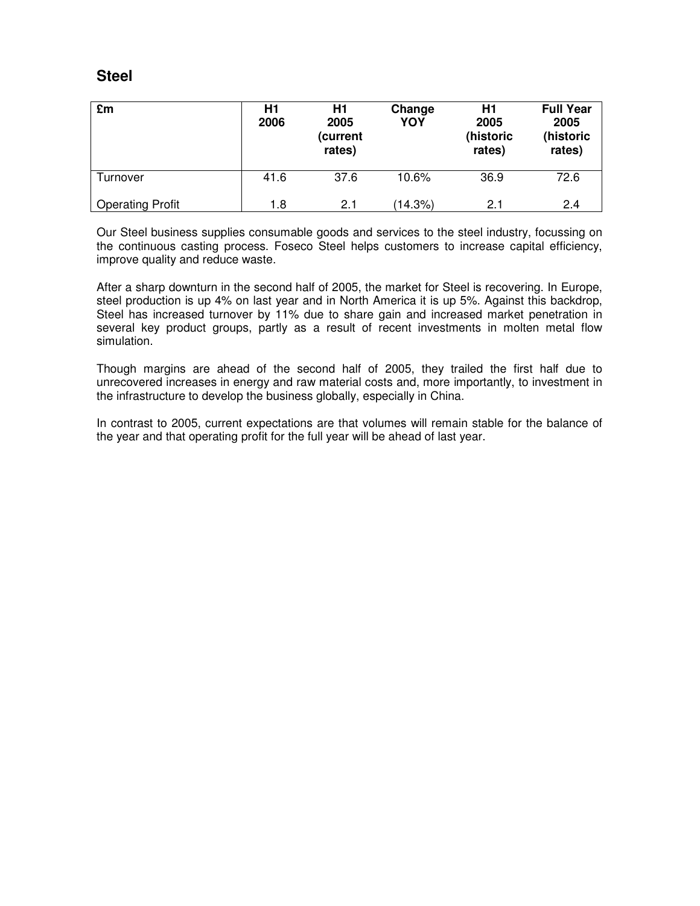## Steel

| £m | H1 2006 | H1 2005 (current rates) | Change YOY | H1 2005 (historic rates) | Full Year 2005 (historic rates) |
|---|---|---|---|---|---|
| Turnover | 41.6 | 37.6 | 10.6% | 36.9 | 72.6 |
| Operating Profit | 1.8 | 2.1 | (14.3%) | 2.1 | 2.4 |

Our Steel business supplies consumable goods and services to the steel industry, focussing on the continuous casting process. Foseco Steel helps customers to increase capital efficiency, improve quality and reduce waste.

After a sharp downturn in the second half of 2005, the market for Steel is recovering. In Europe, steel production is up 4% on last year and in North America it is up 5%. Against this backdrop, Steel has increased turnover by 11% due to share gain and increased market penetration in several key product groups, partly as a result of recent investments in molten metal flow simulation.

Though margins are ahead of the second half of 2005, they trailed the first half due to unrecovered increases in energy and raw material costs and, more importantly, to investment in the infrastructure to develop the business globally, especially in China.

In contrast to 2005, current expectations are that volumes will remain stable for the balance of the year and that operating profit for the full year will be ahead of last year.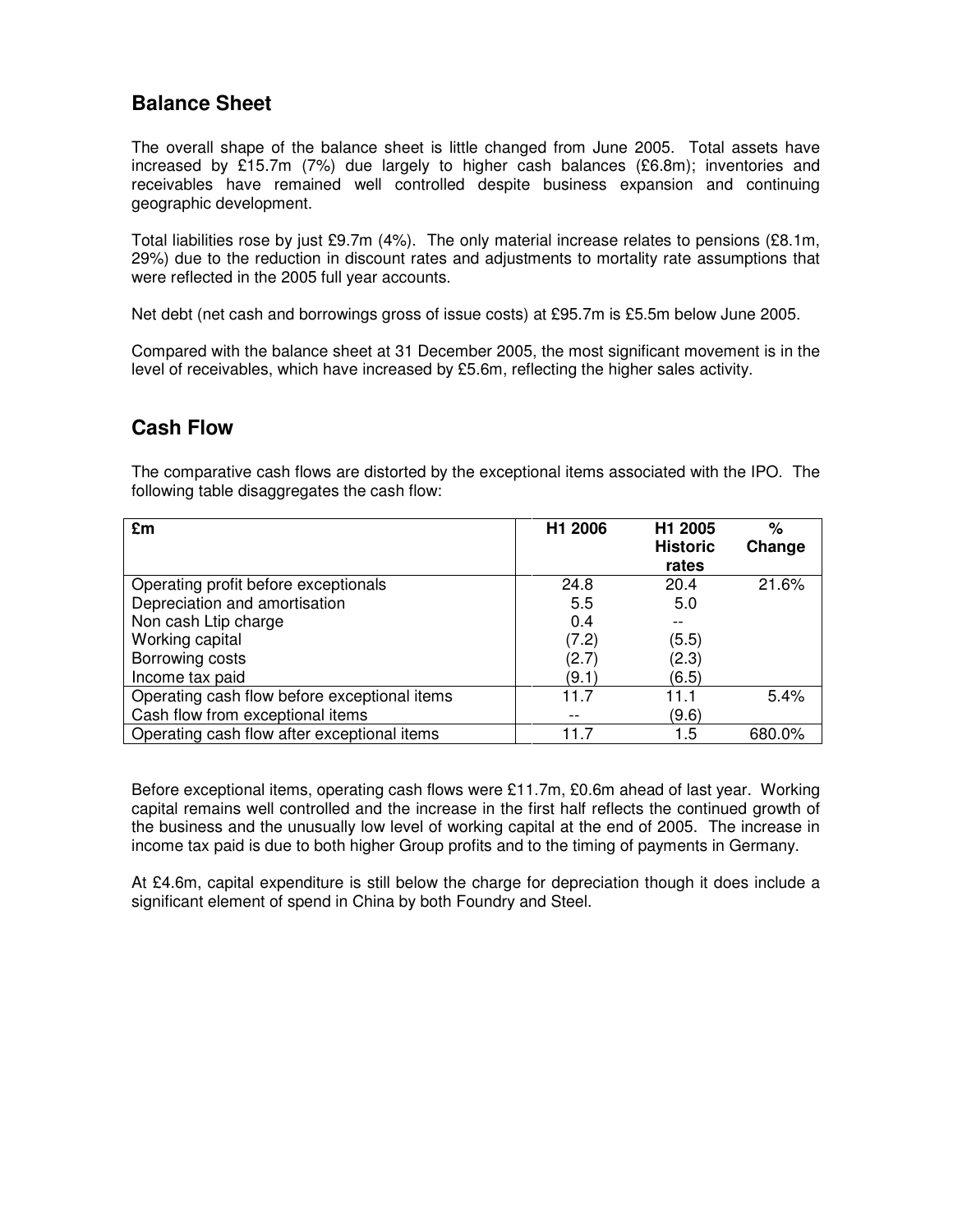## Balance Sheet

The overall shape of the balance sheet is little changed from June 2005. Total assets have increased by £15.7m (7%) due largely to higher cash balances (£6.8m); inventories and receivables have remained well controlled despite business expansion and continuing geographic development.

Total liabilities rose by just £9.7m (4%). The only material increase relates to pensions (£8.1m, 29%) due to the reduction in discount rates and adjustments to mortality rate assumptions that were reflected in the 2005 full year accounts.

Net debt (net cash and borrowings gross of issue costs) at £95.7m is £5.5m below June 2005.

Compared with the balance sheet at 31 December 2005, the most significant movement is in the level of receivables, which have increased by £5.6m, reflecting the higher sales activity.

## Cash Flow

The comparative cash flows are distorted by the exceptional items associated with the IPO. The following table disaggregates the cash flow:

| £m | H1 2006 | H1 2005 Historic rates | % Change |
|---|---|---|---|
| Operating profit before exceptionals | 24.8 | 20.4 | 21.6% |
| Depreciation and amortisation | 5.5 | 5.0 | |
| Non cash Ltip charge | 0.4 | -- | |
| Working capital | (7.2) | (5.5) | |
| Borrowing costs | (2.7) | (2.3) | |
| Income tax paid | (9.1) | (6.5) | |
| Operating cash flow before exceptional items | 11.7 | 11.1 | 5.4% |
| Cash flow from exceptional items | -- | (9.6) | |
| Operating cash flow after exceptional items | 11.7 | 1.5 | 680.0% |

Before exceptional items, operating cash flows were £11.7m, £0.6m ahead of last year. Working capital remains well controlled and the increase in the first half reflects the continued growth of the business and the unusually low level of working capital at the end of 2005. The increase in income tax paid is due to both higher Group profits and to the timing of payments in Germany.

At £4.6m, capital expenditure is still below the charge for depreciation though it does include a significant element of spend in China by both Foundry and Steel.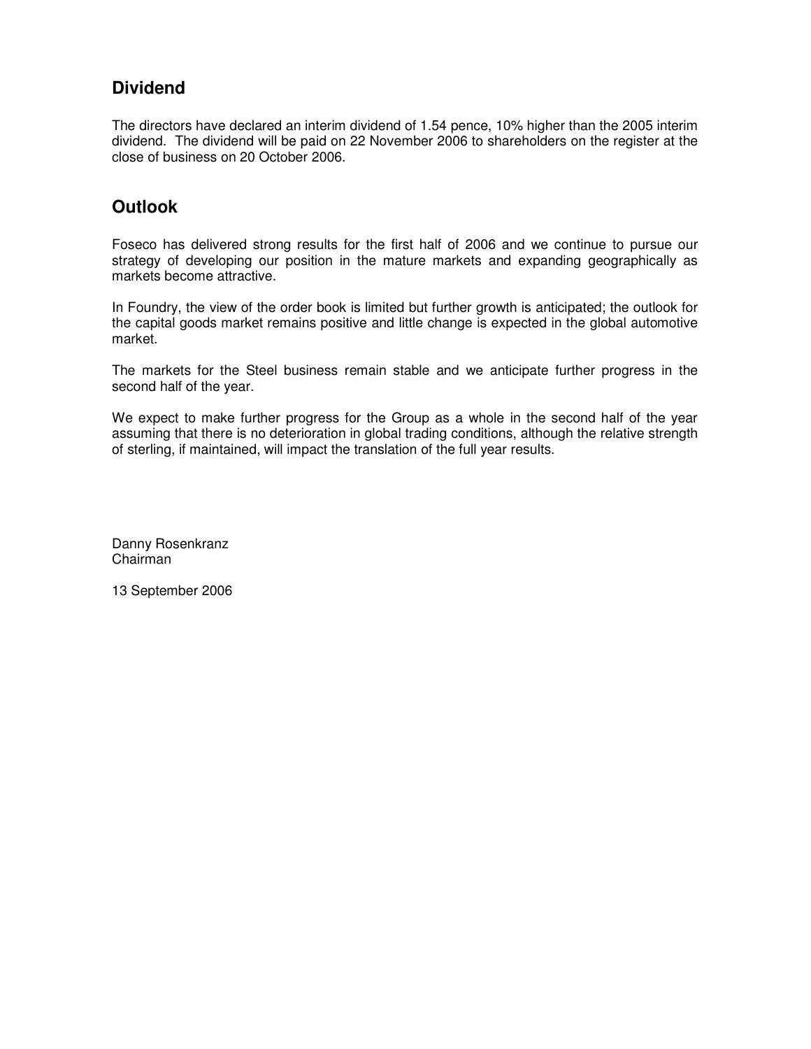## Dividend

The directors have declared an interim dividend of 1.54 pence, 10% higher than the 2005 interim dividend. The dividend will be paid on 22 November 2006 to shareholders on the register at the close of business on 20 October 2006.

## Outlook

Foseco has delivered strong results for the first half of 2006 and we continue to pursue our strategy of developing our position in the mature markets and expanding geographically as markets become attractive.

In Foundry, the view of the order book is limited but further growth is anticipated; the outlook for the capital goods market remains positive and little change is expected in the global automotive market.

The markets for the Steel business remain stable and we anticipate further progress in the second half of the year.

We expect to make further progress for the Group as a whole in the second half of the year assuming that there is no deterioration in global trading conditions, although the relative strength of sterling, if maintained, will impact the translation of the full year results.

Danny Rosenkranz
Chairman

13 September 2006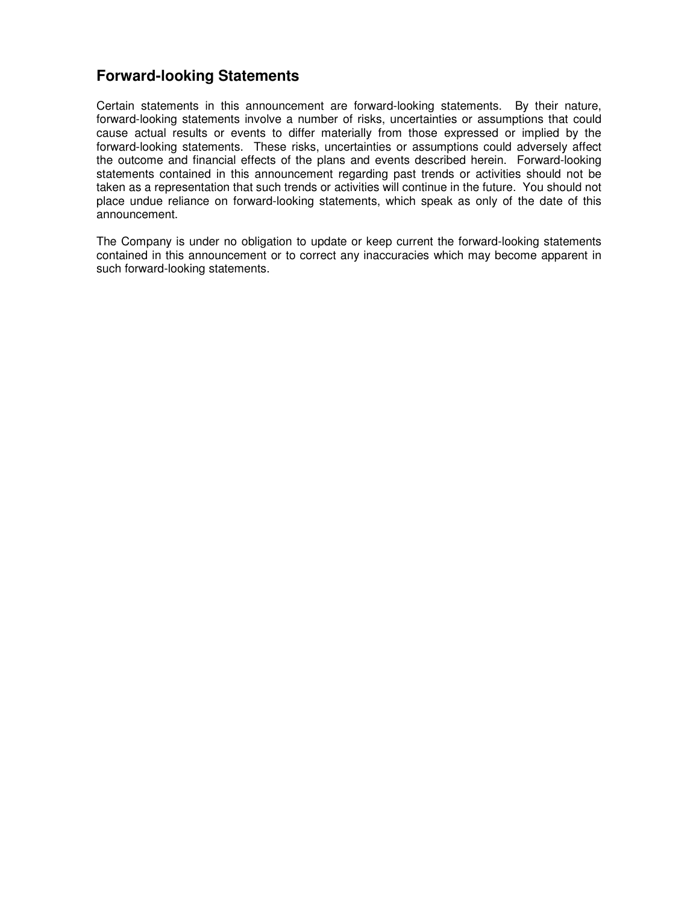## Forward-looking Statements

Certain statements in this announcement are forward-looking statements. By their nature, forward-looking statements involve a number of risks, uncertainties or assumptions that could cause actual results or events to differ materially from those expressed or implied by the forward-looking statements. These risks, uncertainties or assumptions could adversely affect the outcome and financial effects of the plans and events described herein. Forward-looking statements contained in this announcement regarding past trends or activities should not be taken as a representation that such trends or activities will continue in the future. You should not place undue reliance on forward-looking statements, which speak as only of the date of this announcement.

The Company is under no obligation to update or keep current the forward-looking statements contained in this announcement or to correct any inaccuracies which may become apparent in such forward-looking statements.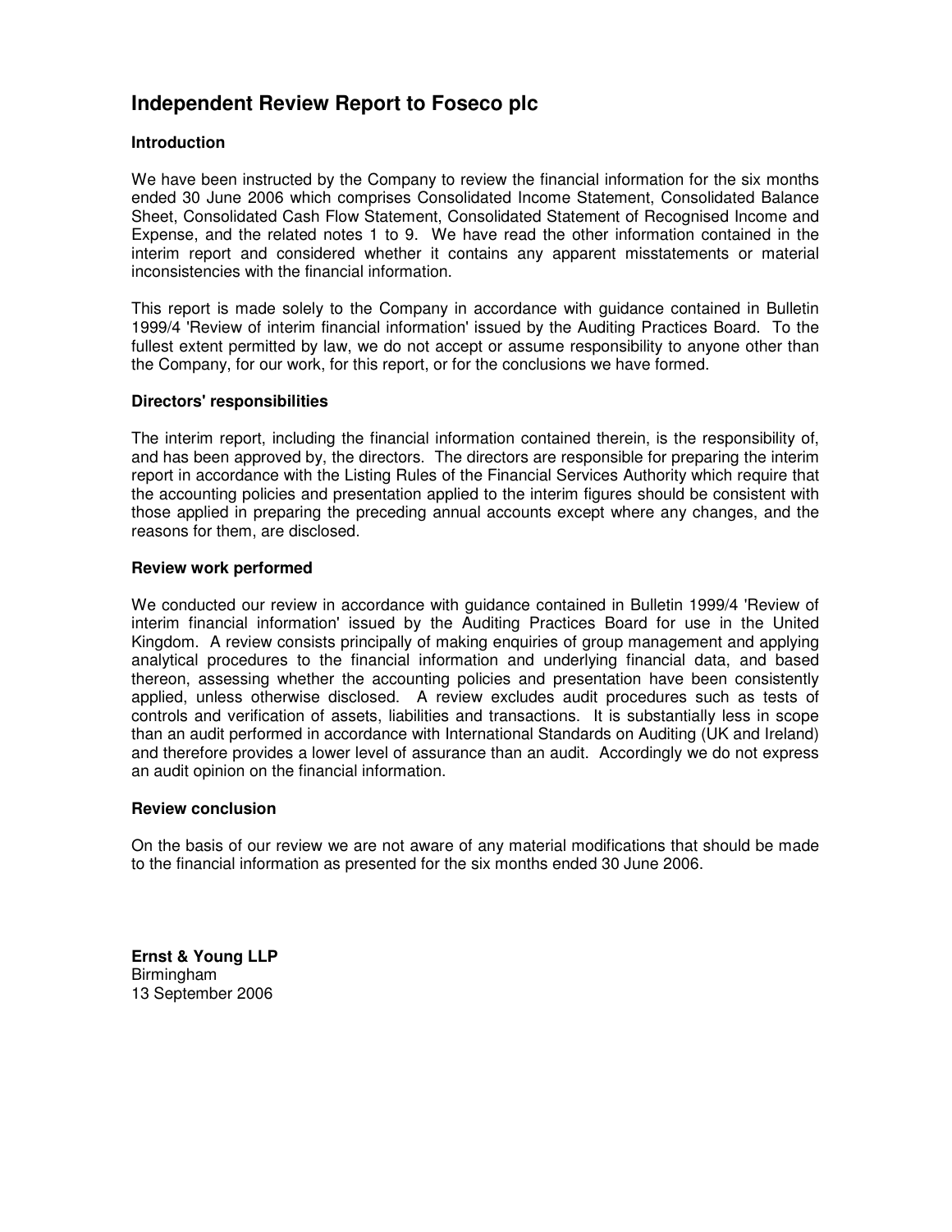# Independent Review Report to Foseco plc

### Introduction

We have been instructed by the Company to review the financial information for the six months ended 30 June 2006 which comprises Consolidated Income Statement, Consolidated Balance Sheet, Consolidated Cash Flow Statement, Consolidated Statement of Recognised Income and Expense, and the related notes 1 to 9. We have read the other information contained in the interim report and considered whether it contains any apparent misstatements or material inconsistencies with the financial information.

This report is made solely to the Company in accordance with guidance contained in Bulletin 1999/4 'Review of interim financial information' issued by the Auditing Practices Board. To the fullest extent permitted by law, we do not accept or assume responsibility to anyone other than the Company, for our work, for this report, or for the conclusions we have formed.

### Directors' responsibilities

The interim report, including the financial information contained therein, is the responsibility of, and has been approved by, the directors. The directors are responsible for preparing the interim report in accordance with the Listing Rules of the Financial Services Authority which require that the accounting policies and presentation applied to the interim figures should be consistent with those applied in preparing the preceding annual accounts except where any changes, and the reasons for them, are disclosed.

### Review work performed

We conducted our review in accordance with guidance contained in Bulletin 1999/4 'Review of interim financial information' issued by the Auditing Practices Board for use in the United Kingdom. A review consists principally of making enquiries of group management and applying analytical procedures to the financial information and underlying financial data, and based thereon, assessing whether the accounting policies and presentation have been consistently applied, unless otherwise disclosed. A review excludes audit procedures such as tests of controls and verification of assets, liabilities and transactions. It is substantially less in scope than an audit performed in accordance with International Standards on Auditing (UK and Ireland) and therefore provides a lower level of assurance than an audit. Accordingly we do not express an audit opinion on the financial information.

### Review conclusion

On the basis of our review we are not aware of any material modifications that should be made to the financial information as presented for the six months ended 30 June 2006.

**Ernst & Young LLP**
Birmingham
13 September 2006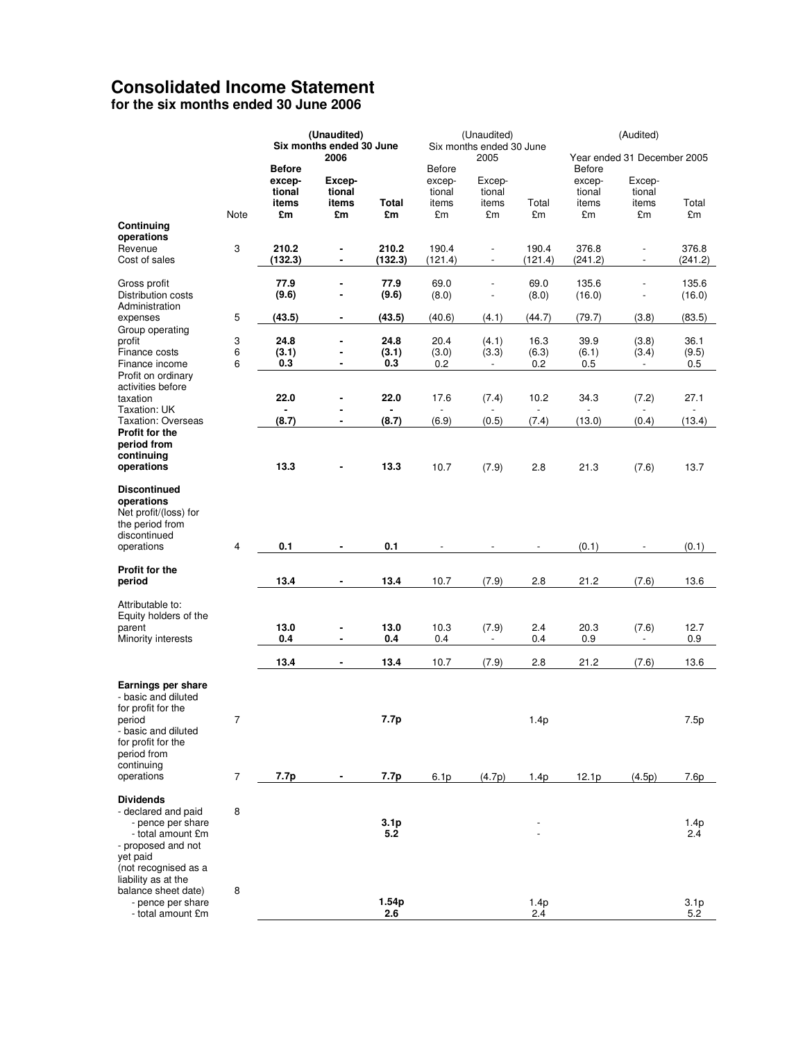# Consolidated Income Statement
**for the six months ended 30 June 2006**

| | Note | (Unaudited) Six months ended 30 June 2006 | | | (Unaudited) Six months ended 30 June 2005 | | | (Audited) Year ended 31 December 2005 | | |
|---|---|---|---|---|---|---|---|---|---|---|
| | | **Before exceptional items £m** | **Exceptional items £m** | **Total £m** | Before exceptional items £m | Exceptional items £m | Total £m | Before exceptional items £m | Exceptional items £m | Total £m |
| **Continuing operations** | | | | | | | | | | |
| Revenue | 3 | **210.2** | **-** | **210.2** | 190.4 | - | 190.4 | 376.8 | - | 376.8 |
| Cost of sales | | **(132.3)** | **-** | **(132.3)** | (121.4) | - | (121.4) | (241.2) | - | (241.2) |
| Gross profit | | **77.9** | **-** | **77.9** | 69.0 | - | 69.0 | 135.6 | - | 135.6 |
| Distribution costs | | **(9.6)** | **-** | **(9.6)** | (8.0) | - | (8.0) | (16.0) | - | (16.0) |
| Administration expenses | 5 | **(43.5)** | **-** | **(43.5)** | (40.6) | (4.1) | (44.7) | (79.7) | (3.8) | (83.5) |
| Group operating profit | 3 | **24.8** | **-** | **24.8** | 20.4 | (4.1) | 16.3 | 39.9 | (3.8) | 36.1 |
| Finance costs | 6 | **(3.1)** | **-** | **(3.1)** | (3.0) | (3.3) | (6.3) | (6.1) | (3.4) | (9.5) |
| Finance income | 6 | **0.3** | **-** | **0.3** | 0.2 | - | 0.2 | 0.5 | - | 0.5 |
| Profit on ordinary activities before taxation | | **22.0** | **-** | **22.0** | 17.6 | (7.4) | 10.2 | 34.3 | (7.2) | 27.1 |
| Taxation: UK | | **-** | **-** | **-** | - | - | - | - | - | - |
| Taxation: Overseas | | **(8.7)** | **-** | **(8.7)** | (6.9) | (0.5) | (7.4) | (13.0) | (0.4) | (13.4) |
| **Profit for the period from continuing operations** | | **13.3** | **-** | **13.3** | 10.7 | (7.9) | 2.8 | 21.3 | (7.6) | 13.7 |
| **Discontinued operations** | | | | | | | | | | |
| Net profit/(loss) for the period from discontinued operations | 4 | **0.1** | **-** | **0.1** | - | - | - | (0.1) | - | (0.1) |
| **Profit for the period** | | **13.4** | **-** | **13.4** | 10.7 | (7.9) | 2.8 | 21.2 | (7.6) | 13.6 |
| Attributable to: | | | | | | | | | | |
| Equity holders of the parent | | **13.0** | **-** | **13.0** | 10.3 | (7.9) | 2.4 | 20.3 | (7.6) | 12.7 |
| Minority interests | | **0.4** | **-** | **0.4** | 0.4 | - | 0.4 | 0.9 | - | 0.9 |
| | | **13.4** | **-** | **13.4** | 10.7 | (7.9) | 2.8 | 21.2 | (7.6) | 13.6 |
| **Earnings per share** | | | | | | | | | | |
| - basic and diluted for profit for the period | 7 | | | **7.7p** | | | 1.4p | | | 7.5p |
| - basic and diluted for profit for the period from continuing operations | 7 | **7.7p** | **-** | **7.7p** | 6.1p | (4.7p) | 1.4p | 12.1p | (4.5p) | 7.6p |
| **Dividends** | | | | | | | | | | |
| - declared and paid | 8 | | | | | | | | | |
| - pence per share | | | | **3.1p** | | | - | | | 1.4p |
| - total amount £m | | | | **5.2** | | | - | | | 2.4 |
| - proposed and not yet paid (not recognised as a liability as at the balance sheet date) | 8 | | | | | | | | | |
| - pence per share | | | | **1.54p** | | | 1.4p | | | 3.1p |
| - total amount £m | | | | **2.6** | | | 2.4 | | | 5.2 |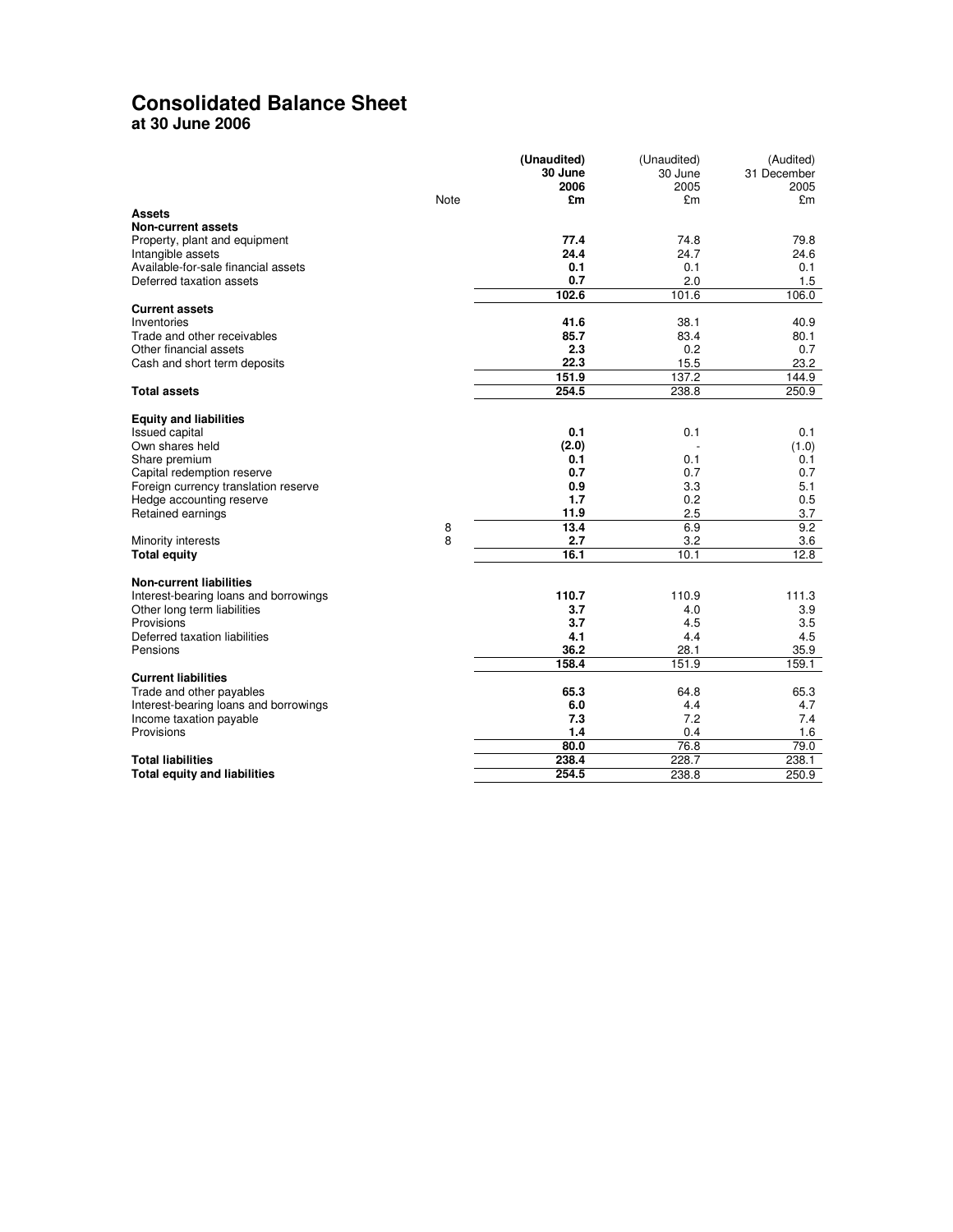# Consolidated Balance Sheet

**at 30 June 2006**

| | Note | (Unaudited) 30 June 2006 £m | (Unaudited) 30 June 2005 £m | (Audited) 31 December 2005 £m |
|---|---|---|---|---|
| **Assets** | | | | |
| **Non-current assets** | | | | |
| Property, plant and equipment | | **77.4** | 74.8 | 79.8 |
| Intangible assets | | **24.4** | 24.7 | 24.6 |
| Available-for-sale financial assets | | **0.1** | 0.1 | 0.1 |
| Deferred taxation assets | | **0.7** | 2.0 | 1.5 |
| | | **102.6** | 101.6 | 106.0 |
| **Current assets** | | | | |
| Inventories | | **41.6** | 38.1 | 40.9 |
| Trade and other receivables | | **85.7** | 83.4 | 80.1 |
| Other financial assets | | **2.3** | 0.2 | 0.7 |
| Cash and short term deposits | | **22.3** | 15.5 | 23.2 |
| | | **151.9** | 137.2 | 144.9 |
| **Total assets** | | **254.5** | 238.8 | 250.9 |
| | | | | |
| **Equity and liabilities** | | | | |
| Issued capital | | **0.1** | 0.1 | 0.1 |
| Own shares held | | **(2.0)** | - | (1.0) |
| Share premium | | **0.1** | 0.1 | 0.1 |
| Capital redemption reserve | | **0.7** | 0.7 | 0.7 |
| Foreign currency translation reserve | | **0.9** | 3.3 | 5.1 |
| Hedge accounting reserve | | **1.7** | 0.2 | 0.5 |
| Retained earnings | | **11.9** | 2.5 | 3.7 |
| | 8 | **13.4** | 6.9 | 9.2 |
| Minority interests | 8 | **2.7** | 3.2 | 3.6 |
| **Total equity** | | **16.1** | 10.1 | 12.8 |
| | | | | |
| **Non-current liabilities** | | | | |
| Interest-bearing loans and borrowings | | **110.7** | 110.9 | 111.3 |
| Other long term liabilities | | **3.7** | 4.0 | 3.9 |
| Provisions | | **3.7** | 4.5 | 3.5 |
| Deferred taxation liabilities | | **4.1** | 4.4 | 4.5 |
| Pensions | | **36.2** | 28.1 | 35.9 |
| | | **158.4** | 151.9 | 159.1 |
| **Current liabilities** | | | | |
| Trade and other payables | | **65.3** | 64.8 | 65.3 |
| Interest-bearing loans and borrowings | | **6.0** | 4.4 | 4.7 |
| Income taxation payable | | **7.3** | 7.2 | 7.4 |
| Provisions | | **1.4** | 0.4 | 1.6 |
| | | **80.0** | 76.8 | 79.0 |
| **Total liabilities** | | **238.4** | 228.7 | 238.1 |
| **Total equity and liabilities** | | **254.5** | 238.8 | 250.9 |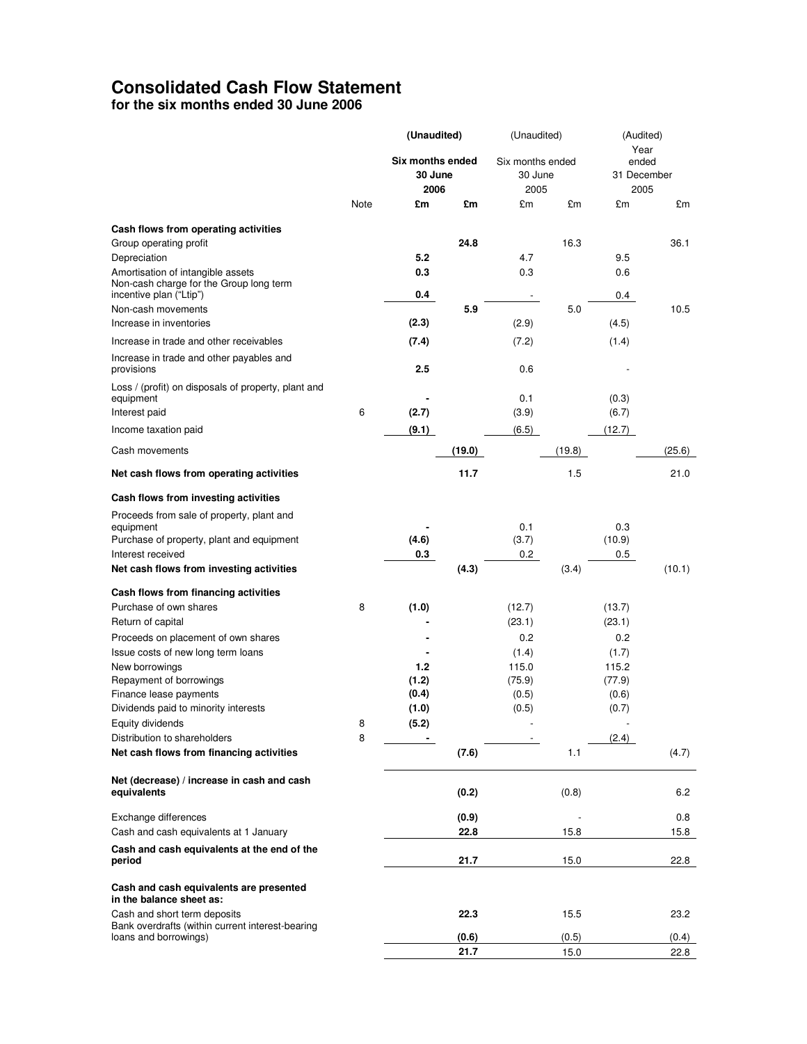# Consolidated Cash Flow Statement

## for the six months ended 30 June 2006

| | | (Unaudited) | | (Unaudited) | | (Audited) | |
|---|---|---|---|---|---|---|---|
| | | Six months ended 30 June 2006 | | Six months ended 30 June 2005 | | Year ended 31 December 2005 | |
| | Note | £m | £m | £m | £m | £m | £m |
| **Cash flows from operating activities** | | | | | | | |
| Group operating profit | | | **24.8** | | 16.3 | | 36.1 |
| Depreciation | | **5.2** | | 4.7 | | 9.5 | |
| Amortisation of intangible assets | | **0.3** | | 0.3 | | 0.6 | |
| Non-cash charge for the Group long term incentive plan ("Ltip") | | **0.4** | | - | | 0.4 | |
| Non-cash movements | | | **5.9** | | 5.0 | | 10.5 |
| Increase in inventories | | **(2.3)** | | (2.9) | | (4.5) | |
| Increase in trade and other receivables | | **(7.4)** | | (7.2) | | (1.4) | |
| Increase in trade and other payables and provisions | | **2.5** | | 0.6 | | - | |
| Loss / (profit) on disposals of property, plant and equipment | | **-** | | 0.1 | | (0.3) | |
| Interest paid | 6 | **(2.7)** | | (3.9) | | (6.7) | |
| Income taxation paid | | **(9.1)** | | (6.5) | | (12.7) | |
| Cash movements | | | **(19.0)** | | (19.8) | | (25.6) |
| **Net cash flows from operating activities** | | | **11.7** | | 1.5 | | 21.0 |
| **Cash flows from investing activities** | | | | | | | |
| Proceeds from sale of property, plant and equipment | | **-** | | 0.1 | | 0.3 | |
| Purchase of property, plant and equipment | | **(4.6)** | | (3.7) | | (10.9) | |
| Interest received | | **0.3** | | 0.2 | | 0.5 | |
| **Net cash flows from investing activities** | | | **(4.3)** | | (3.4) | | (10.1) |
| **Cash flows from financing activities** | | | | | | | |
| Purchase of own shares | 8 | **(1.0)** | | (12.7) | | (13.7) | |
| Return of capital | | **-** | | (23.1) | | (23.1) | |
| Proceeds on placement of own shares | | **-** | | 0.2 | | 0.2 | |
| Issue costs of new long term loans | | **-** | | (1.4) | | (1.7) | |
| New borrowings | | **1.2** | | 115.0 | | 115.2 | |
| Repayment of borrowings | | **(1.2)** | | (75.9) | | (77.9) | |
| Finance lease payments | | **(0.4)** | | (0.5) | | (0.6) | |
| Dividends paid to minority interests | | **(1.0)** | | (0.5) | | (0.7) | |
| Equity dividends | 8 | **(5.2)** | | - | | - | |
| Distribution to shareholders | 8 | **-** | | - | | (2.4) | |
| **Net cash flows from financing activities** | | | **(7.6)** | | 1.1 | | (4.7) |
| **Net (decrease) / increase in cash and cash equivalents** | | | **(0.2)** | | (0.8) | | 6.2 |
| Exchange differences | | | **(0.9)** | | - | | 0.8 |
| Cash and cash equivalents at 1 January | | | **22.8** | | 15.8 | | 15.8 |
| **Cash and cash equivalents at the end of the period** | | | **21.7** | | 15.0 | | 22.8 |
| **Cash and cash equivalents are presented in the balance sheet as:** | | | | | | | |
| Cash and short term deposits | | | **22.3** | | 15.5 | | 23.2 |
| Bank overdrafts (within current interest-bearing loans and borrowings) | | | **(0.6)** | | (0.5) | | (0.4) |
| | | | **21.7** | | 15.0 | | 22.8 |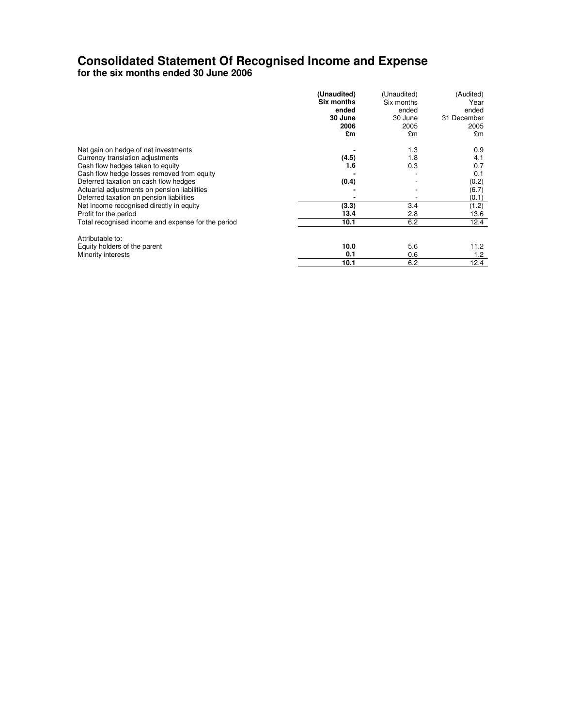# Consolidated Statement Of Recognised Income and Expense

**for the six months ended 30 June 2006**

| | **(Unaudited) Six months ended 30 June 2006 £m** | (Unaudited) Six months ended 30 June 2005 £m | (Audited) Year ended 31 December 2005 £m |
|---|---|---|---|
| Net gain on hedge of net investments | **-** | 1.3 | 0.9 |
| Currency translation adjustments | **(4.5)** | 1.8 | 4.1 |
| Cash flow hedges taken to equity | **1.6** | 0.3 | 0.7 |
| Cash flow hedge losses removed from equity | **-** | - | 0.1 |
| Deferred taxation on cash flow hedges | **(0.4)** | - | (0.2) |
| Actuarial adjustments on pension liabilities | **-** | - | (6.7) |
| Deferred taxation on pension liabilities | **-** | - | (0.1) |
| Net income recognised directly in equity | **(3.3)** | 3.4 | (1.2) |
| Profit for the period | **13.4** | 2.8 | 13.6 |
| Total recognised income and expense for the period | **10.1** | 6.2 | 12.4 |
| | | | |
| Attributable to: | | | |
| Equity holders of the parent | **10.0** | 5.6 | 11.2 |
| Minority interests | **0.1** | 0.6 | 1.2 |
| | **10.1** | 6.2 | 12.4 |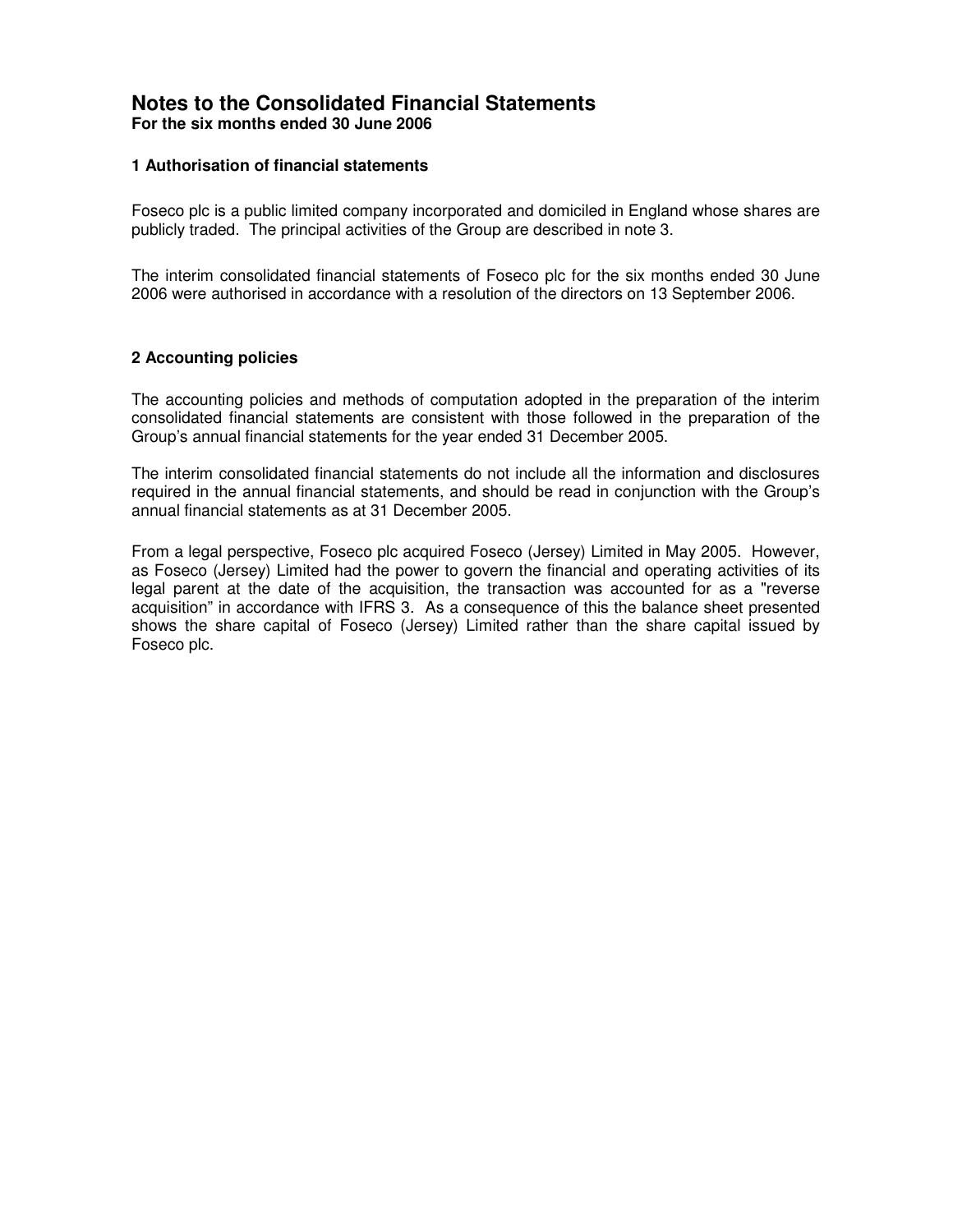# Notes to the Consolidated Financial Statements

**For the six months ended 30 June 2006**

### 1 Authorisation of financial statements

Foseco plc is a public limited company incorporated and domiciled in England whose shares are publicly traded. The principal activities of the Group are described in note 3.

The interim consolidated financial statements of Foseco plc for the six months ended 30 June 2006 were authorised in accordance with a resolution of the directors on 13 September 2006.

### 2 Accounting policies

The accounting policies and methods of computation adopted in the preparation of the interim consolidated financial statements are consistent with those followed in the preparation of the Group's annual financial statements for the year ended 31 December 2005.

The interim consolidated financial statements do not include all the information and disclosures required in the annual financial statements, and should be read in conjunction with the Group's annual financial statements as at 31 December 2005.

From a legal perspective, Foseco plc acquired Foseco (Jersey) Limited in May 2005. However, as Foseco (Jersey) Limited had the power to govern the financial and operating activities of its legal parent at the date of the acquisition, the transaction was accounted for as a "reverse acquisition" in accordance with IFRS 3. As a consequence of this the balance sheet presented shows the share capital of Foseco (Jersey) Limited rather than the share capital issued by Foseco plc.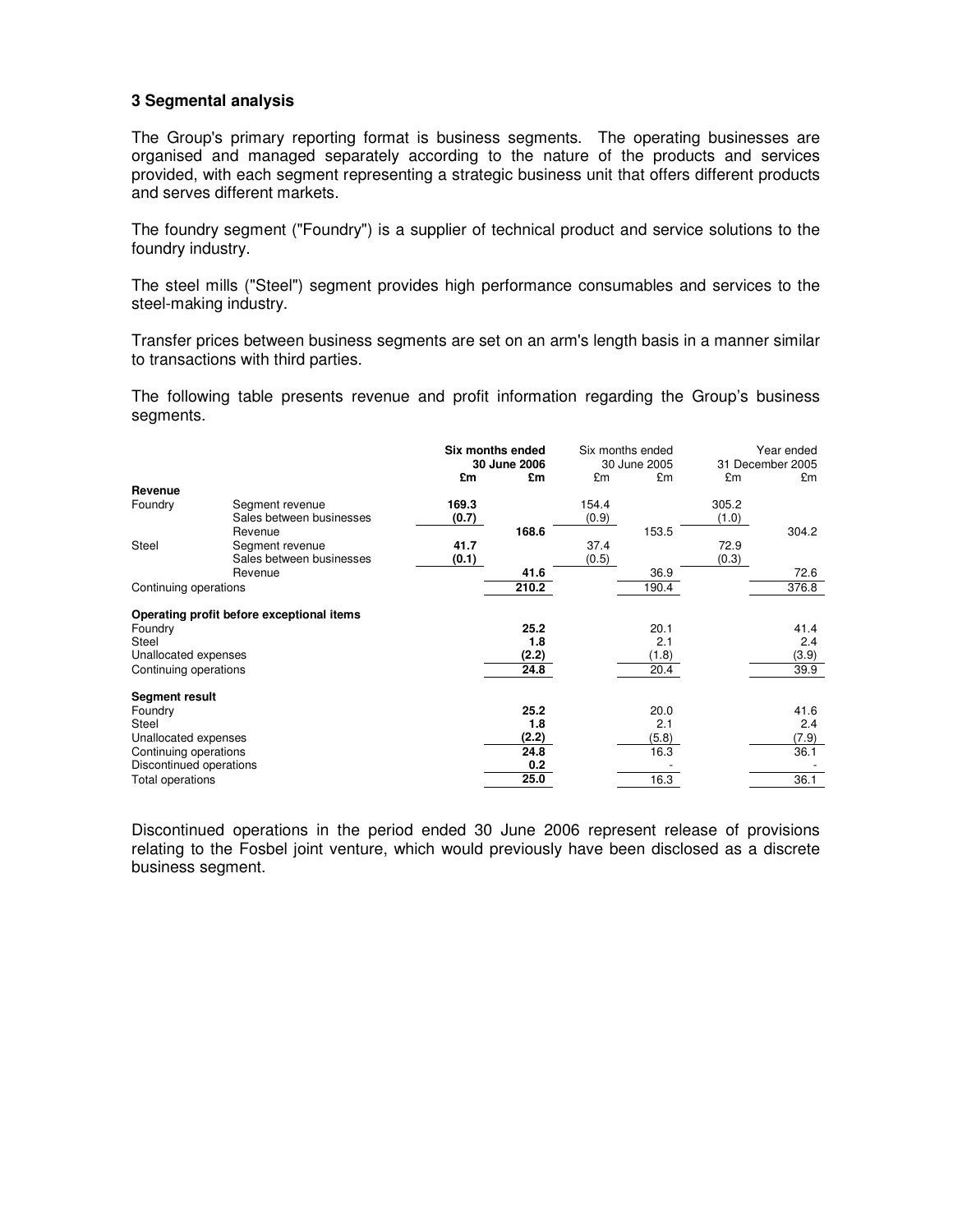### 3 Segmental analysis

The Group's primary reporting format is business segments. The operating businesses are organised and managed separately according to the nature of the products and services provided, with each segment representing a strategic business unit that offers different products and serves different markets.

The foundry segment ("Foundry") is a supplier of technical product and service solutions to the foundry industry.

The steel mills ("Steel") segment provides high performance consumables and services to the steel-making industry.

Transfer prices between business segments are set on an arm's length basis in a manner similar to transactions with third parties.

The following table presents revenue and profit information regarding the Group's business segments.

| | | **Six months ended 30 June 2006** | | Six months ended 30 June 2005 | | Year ended 31 December 2005 | |
|---|---|---|---|---|---|---|---|
| | | **£m** | **£m** | £m | £m | £m | £m |
| **Revenue** | | | | | | | |
| Foundry | Segment revenue | **169.3** | | 154.4 | | 305.2 | |
| | Sales between businesses | **(0.7)** | | (0.9) | | (1.0) | |
| | Revenue | | **168.6** | | 153.5 | | 304.2 |
| Steel | Segment revenue | **41.7** | | 37.4 | | 72.9 | |
| | Sales between businesses | **(0.1)** | | (0.5) | | (0.3) | |
| | Revenue | | **41.6** | | 36.9 | | 72.6 |
| Continuing operations | | | **210.2** | | 190.4 | | 376.8 |
| **Operating profit before exceptional items** | | | | | | | |
| Foundry | | | **25.2** | | 20.1 | | 41.4 |
| Steel | | | **1.8** | | 2.1 | | 2.4 |
| Unallocated expenses | | | **(2.2)** | | (1.8) | | (3.9) |
| Continuing operations | | | **24.8** | | 20.4 | | 39.9 |
| **Segment result** | | | | | | | |
| Foundry | | | **25.2** | | 20.0 | | 41.6 |
| Steel | | | **1.8** | | 2.1 | | 2.4 |
| Unallocated expenses | | | **(2.2)** | | (5.8) | | (7.9) |
| Continuing operations | | | **24.8** | | 16.3 | | 36.1 |
| Discontinued operations | | | **0.2** | | - | | - |
| Total operations | | | **25.0** | | 16.3 | | 36.1 |

Discontinued operations in the period ended 30 June 2006 represent release of provisions relating to the Fosbel joint venture, which would previously have been disclosed as a discrete business segment.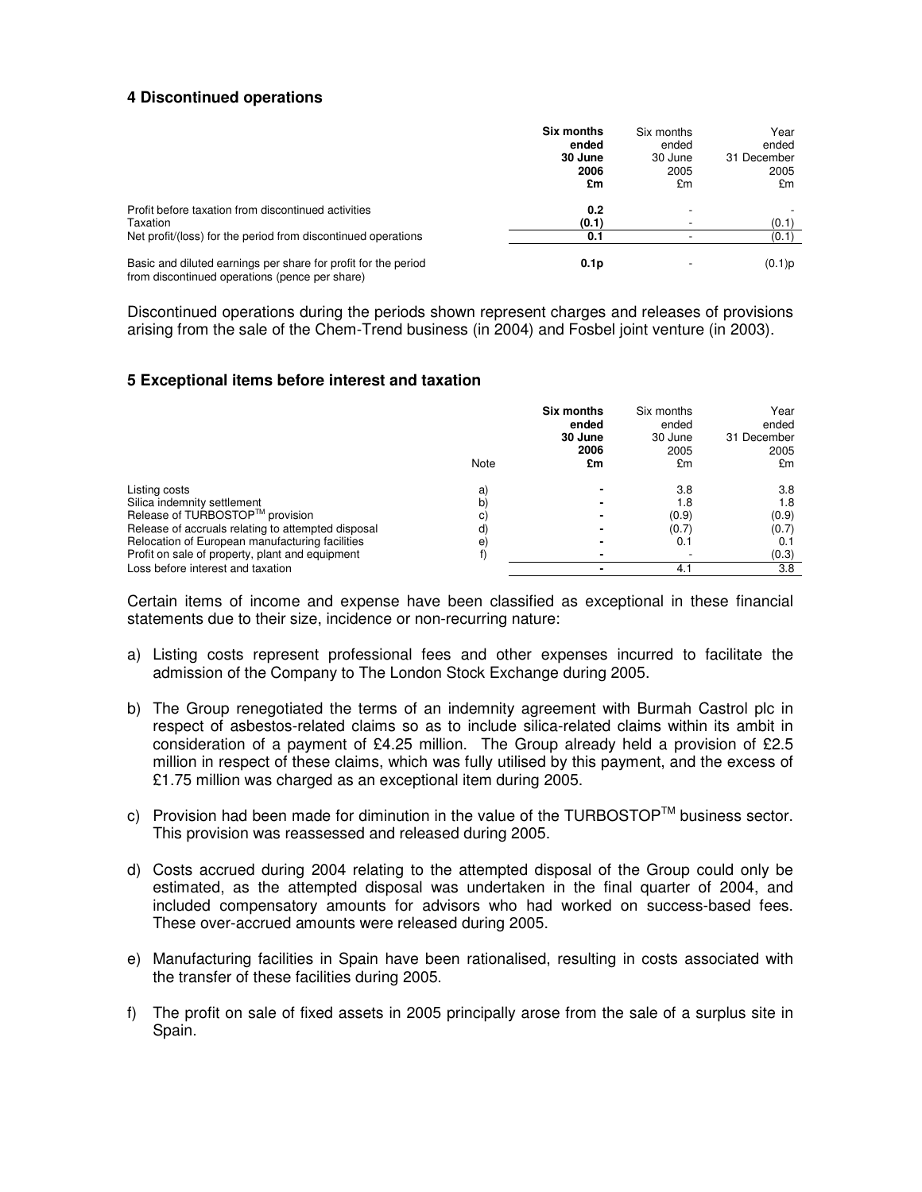## 4 Discontinued operations

| | **Six months ended 30 June 2006 £m** | Six months ended 30 June 2005 £m | Year ended 31 December 2005 £m |
|---|---|---|---|
| Profit before taxation from discontinued activities | **0.2** | - | - |
| Taxation | **(0.1)** | - | (0.1) |
| Net profit/(loss) for the period from discontinued operations | **0.1** | - | (0.1) |
| Basic and diluted earnings per share for profit for the period from discontinued operations (pence per share) | **0.1p** | - | (0.1)p |

Discontinued operations during the periods shown represent charges and releases of provisions arising from the sale of the Chem-Trend business (in 2004) and Fosbel joint venture (in 2003).

## 5 Exceptional items before interest and taxation

| | Note | **Six months ended 30 June 2006 £m** | Six months ended 30 June 2005 £m | Year ended 31 December 2005 £m |
|---|---|---|---|---|
| Listing costs | a) | **-** | 3.8 | 3.8 |
| Silica indemnity settlement | b) | **-** | 1.8 | 1.8 |
| Release of TURBOSTOP™ provision | c) | **-** | (0.9) | (0.9) |
| Release of accruals relating to attempted disposal | d) | **-** | (0.7) | (0.7) |
| Relocation of European manufacturing facilities | e) | **-** | 0.1 | 0.1 |
| Profit on sale of property, plant and equipment | f) | **-** | - | (0.3) |
| Loss before interest and taxation | | **-** | 4.1 | 3.8 |

Certain items of income and expense have been classified as exceptional in these financial statements due to their size, incidence or non-recurring nature:

a) Listing costs represent professional fees and other expenses incurred to facilitate the admission of the Company to The London Stock Exchange during 2005.

b) The Group renegotiated the terms of an indemnity agreement with Burmah Castrol plc in respect of asbestos-related claims so as to include silica-related claims within its ambit in consideration of a payment of £4.25 million. The Group already held a provision of £2.5 million in respect of these claims, which was fully utilised by this payment, and the excess of £1.75 million was charged as an exceptional item during 2005.

c) Provision had been made for diminution in the value of the TURBOSTOP™ business sector. This provision was reassessed and released during 2005.

d) Costs accrued during 2004 relating to the attempted disposal of the Group could only be estimated, as the attempted disposal was undertaken in the final quarter of 2004, and included compensatory amounts for advisors who had worked on success-based fees. These over-accrued amounts were released during 2005.

e) Manufacturing facilities in Spain have been rationalised, resulting in costs associated with the transfer of these facilities during 2005.

f) The profit on sale of fixed assets in 2005 principally arose from the sale of a surplus site in Spain.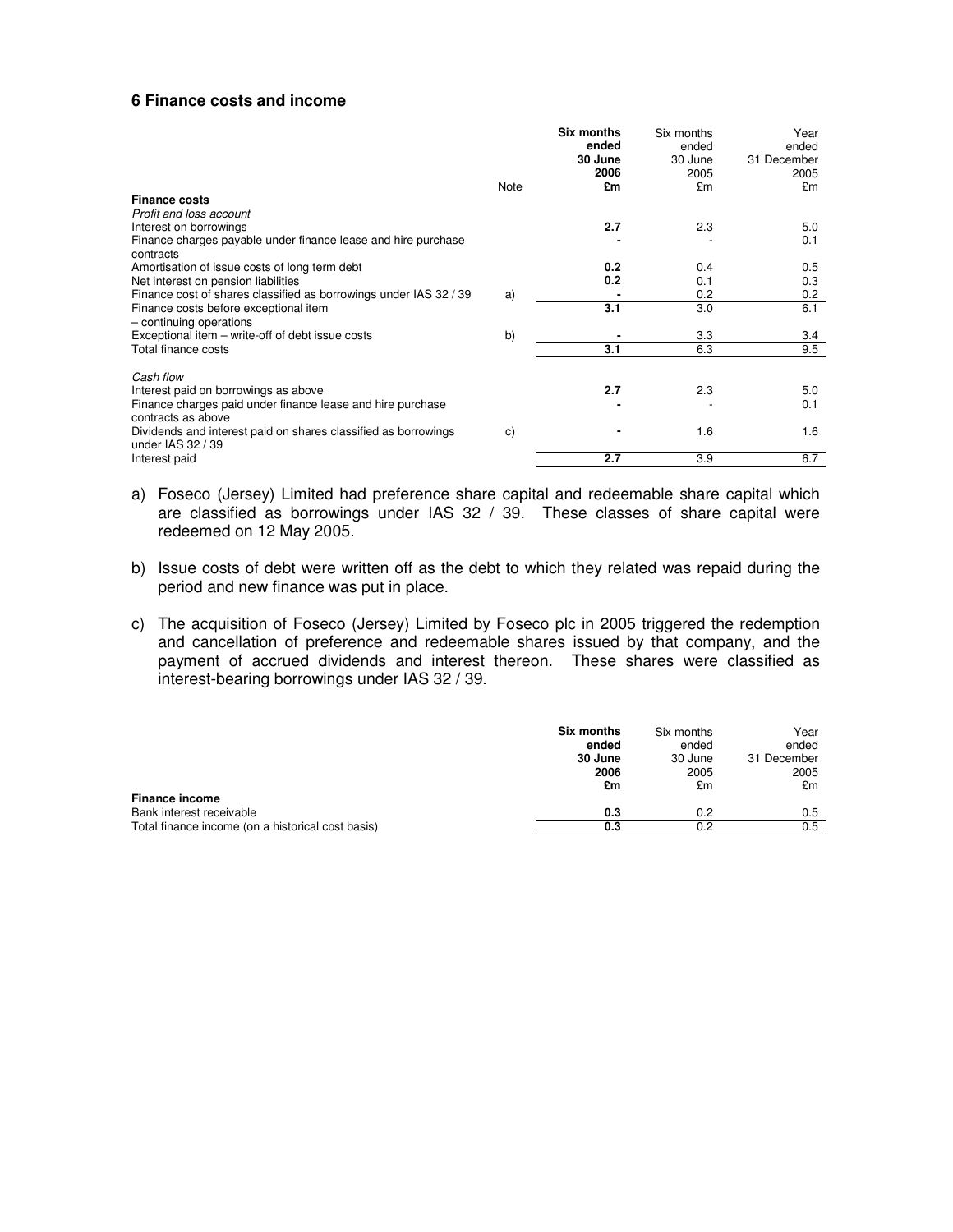## 6 Finance costs and income

| | Note | **Six months ended 30 June 2006 £m** | Six months ended 30 June 2005 £m | Year ended 31 December 2005 £m |
|---|---|---|---|---|
| **Finance costs** | | | | |
| *Profit and loss account* | | | | |
| Interest on borrowings | | **2.7** | 2.3 | 5.0 |
| Finance charges payable under finance lease and hire purchase contracts | | **-** | - | 0.1 |
| Amortisation of issue costs of long term debt | | **0.2** | 0.4 | 0.5 |
| Net interest on pension liabilities | | **0.2** | 0.1 | 0.3 |
| Finance cost of shares classified as borrowings under IAS 32 / 39 | a) | **-** | 0.2 | 0.2 |
| Finance costs before exceptional item – continuing operations | | **3.1** | 3.0 | 6.1 |
| Exceptional item – write-off of debt issue costs | b) | **-** | 3.3 | 3.4 |
| Total finance costs | | **3.1** | 6.3 | 9.5 |
| *Cash flow* | | | | |
| Interest paid on borrowings as above | | **2.7** | 2.3 | 5.0 |
| Finance charges paid under finance lease and hire purchase contracts as above | | **-** | - | 0.1 |
| Dividends and interest paid on shares classified as borrowings under IAS 32 / 39 | c) | **-** | 1.6 | 1.6 |
| Interest paid | | **2.7** | 3.9 | 6.7 |

a) Foseco (Jersey) Limited had preference share capital and redeemable share capital which are classified as borrowings under IAS 32 / 39. These classes of share capital were redeemed on 12 May 2005.

b) Issue costs of debt were written off as the debt to which they related was repaid during the period and new finance was put in place.

c) The acquisition of Foseco (Jersey) Limited by Foseco plc in 2005 triggered the redemption and cancellation of preference and redeemable shares issued by that company, and the payment of accrued dividends and interest thereon. These shares were classified as interest-bearing borrowings under IAS 32 / 39.

| | **Six months ended 30 June 2006 £m** | Six months ended 30 June 2005 £m | Year ended 31 December 2005 £m |
|---|---|---|---|
| **Finance income** | | | |
| Bank interest receivable | **0.3** | 0.2 | 0.5 |
| Total finance income (on a historical cost basis) | **0.3** | 0.2 | 0.5 |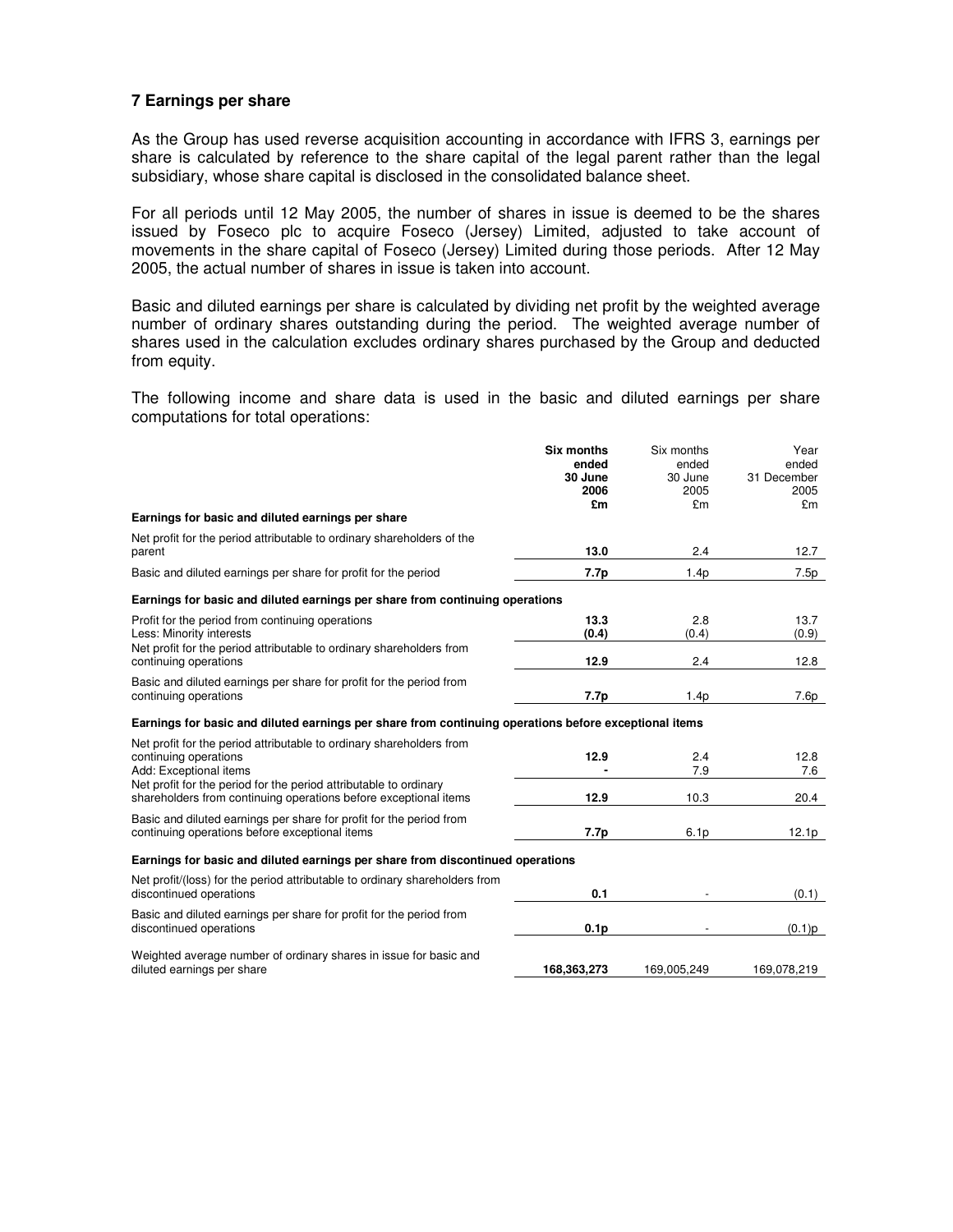## 7 Earnings per share

As the Group has used reverse acquisition accounting in accordance with IFRS 3, earnings per share is calculated by reference to the share capital of the legal parent rather than the legal subsidiary, whose share capital is disclosed in the consolidated balance sheet.

For all periods until 12 May 2005, the number of shares in issue is deemed to be the shares issued by Foseco plc to acquire Foseco (Jersey) Limited, adjusted to take account of movements in the share capital of Foseco (Jersey) Limited during those periods. After 12 May 2005, the actual number of shares in issue is taken into account.

Basic and diluted earnings per share is calculated by dividing net profit by the weighted average number of ordinary shares outstanding during the period. The weighted average number of shares used in the calculation excludes ordinary shares purchased by the Group and deducted from equity.

The following income and share data is used in the basic and diluted earnings per share computations for total operations:

| | **Six months ended 30 June 2006 £m** | Six months ended 30 June 2005 £m | Year ended 31 December 2005 £m |
|---|---|---|---|
| **Earnings for basic and diluted earnings per share** | | | |
| Net profit for the period attributable to ordinary shareholders of the parent | **13.0** | 2.4 | 12.7 |
| Basic and diluted earnings per share for profit for the period | **7.7p** | 1.4p | 7.5p |
| **Earnings for basic and diluted earnings per share from continuing operations** | | | |
| Profit for the period from continuing operations | **13.3** | 2.8 | 13.7 |
| Less: Minority interests | **(0.4)** | (0.4) | (0.9) |
| Net profit for the period attributable to ordinary shareholders from continuing operations | **12.9** | 2.4 | 12.8 |
| Basic and diluted earnings per share for profit for the period from continuing operations | **7.7p** | 1.4p | 7.6p |
| **Earnings for basic and diluted earnings per share from continuing operations before exceptional items** | | | |
| Net profit for the period attributable to ordinary shareholders from continuing operations | **12.9** | 2.4 | 12.8 |
| Add: Exceptional items | **-** | 7.9 | 7.6 |
| Net profit for the period attributable to ordinary shareholders from continuing operations before exceptional items | **12.9** | 10.3 | 20.4 |
| Basic and diluted earnings per share for profit for the period from continuing operations before exceptional items | **7.7p** | 6.1p | 12.1p |
| **Earnings for basic and diluted earnings per share from discontinued operations** | | | |
| Net profit/(loss) for the period attributable to ordinary shareholders from discontinued operations | **0.1** | - | (0.1) |
| Basic and diluted earnings per share for profit for the period from discontinued operations | **0.1p** | - | (0.1)p |
| Weighted average number of ordinary shares in issue for basic and diluted earnings per share | **168,363,273** | 169,005,249 | 169,078,219 |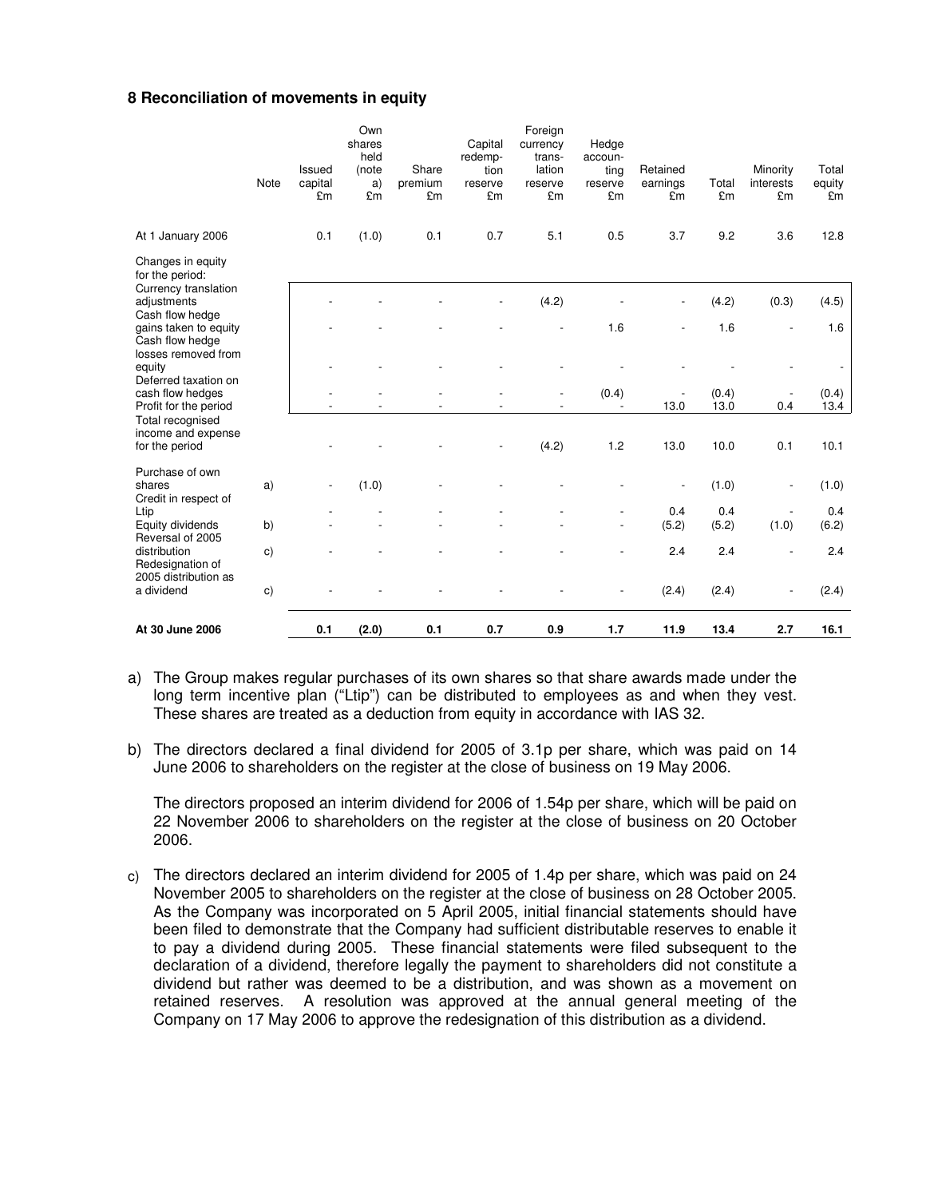### 8 Reconciliation of movements in equity

| | Note | Issued capital £m | Own shares held (note a) £m | Share premium £m | Capital redemption reserve £m | Foreign currency translation reserve £m | Hedge accounting reserve £m | Retained earnings £m | Total £m | Minority interests £m | Total equity £m |
|---|---|---|---|---|---|---|---|---|---|---|---|
| At 1 January 2006 | | 0.1 | (1.0) | 0.1 | 0.7 | 5.1 | 0.5 | 3.7 | 9.2 | 3.6 | 12.8 |
| Changes in equity for the period: | | | | | | | | | | | |
| Currency translation adjustments | | - | - | - | - | (4.2) | - | - | (4.2) | (0.3) | (4.5) |
| Cash flow hedge gains taken to equity | | - | - | - | - | - | 1.6 | - | 1.6 | - | 1.6 |
| Cash flow hedge losses removed from equity | | - | - | - | - | - | - | - | - | - | - |
| Deferred taxation on cash flow hedges | | - | - | - | - | - | (0.4) | - | (0.4) | - | (0.4) |
| Profit for the period | | - | - | - | - | - | - | 13.0 | 13.0 | 0.4 | 13.4 |
| Total recognised income and expense for the period | | - | - | - | - | (4.2) | 1.2 | 13.0 | 10.0 | 0.1 | 10.1 |
| Purchase of own shares | a) | - | (1.0) | - | - | - | - | - | (1.0) | - | (1.0) |
| Credit in respect of Ltip | | - | - | - | - | - | - | 0.4 | 0.4 | - | 0.4 |
| Equity dividends | b) | - | - | - | - | - | - | (5.2) | (5.2) | (1.0) | (6.2) |
| Reversal of 2005 distribution | c) | - | - | - | - | - | - | 2.4 | 2.4 | - | 2.4 |
| Redesignation of 2005 distribution as a dividend | c) | - | - | - | - | - | - | (2.4) | (2.4) | - | (2.4) |
| **At 30 June 2006** | | **0.1** | **(2.0)** | **0.1** | **0.7** | **0.9** | **1.7** | **11.9** | **13.4** | **2.7** | **16.1** |

a) The Group makes regular purchases of its own shares so that share awards made under the long term incentive plan ("Ltip") can be distributed to employees as and when they vest. These shares are treated as a deduction from equity in accordance with IAS 32.

b) The directors declared a final dividend for 2005 of 3.1p per share, which was paid on 14 June 2006 to shareholders on the register at the close of business on 19 May 2006.

The directors proposed an interim dividend for 2006 of 1.54p per share, which will be paid on 22 November 2006 to shareholders on the register at the close of business on 20 October 2006.

c) The directors declared an interim dividend for 2005 of 1.4p per share, which was paid on 24 November 2005 to shareholders on the register at the close of business on 28 October 2005. As the Company was incorporated on 5 April 2005, initial financial statements should have been filed to demonstrate that the Company had sufficient distributable reserves to enable it to pay a dividend during 2005. These financial statements were filed subsequent to the declaration of a dividend, therefore legally the payment to shareholders did not constitute a dividend but rather was deemed to be a distribution, and was shown as a movement on retained reserves. A resolution was approved at the annual general meeting of the Company on 17 May 2006 to approve the redesignation of this distribution as a dividend.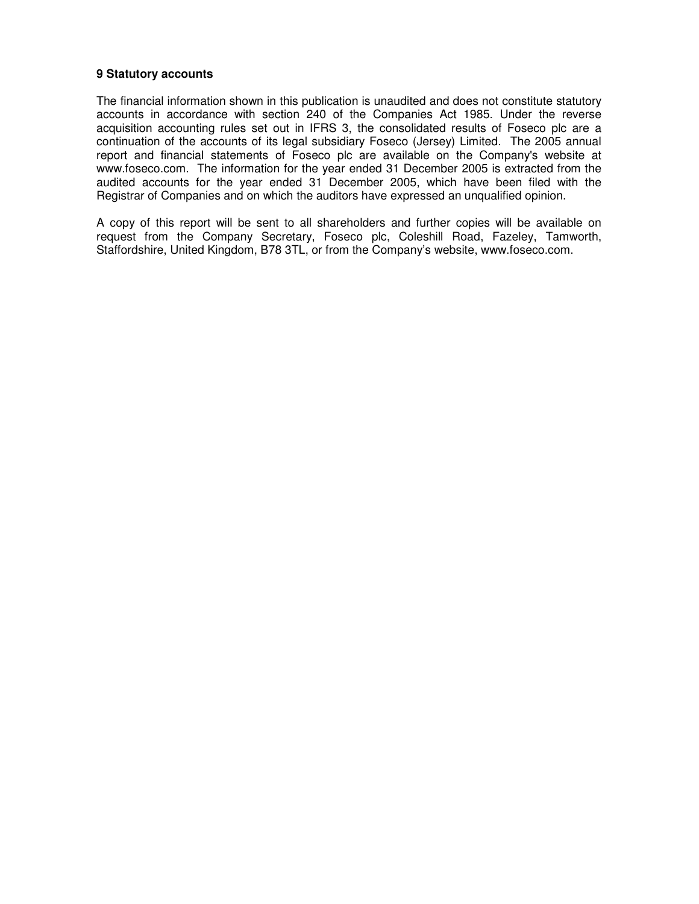**9 Statutory accounts**

The financial information shown in this publication is unaudited and does not constitute statutory accounts in accordance with section 240 of the Companies Act 1985. Under the reverse acquisition accounting rules set out in IFRS 3, the consolidated results of Foseco plc are a continuation of the accounts of its legal subsidiary Foseco (Jersey) Limited. The 2005 annual report and financial statements of Foseco plc are available on the Company's website at www.foseco.com. The information for the year ended 31 December 2005 is extracted from the audited accounts for the year ended 31 December 2005, which have been filed with the Registrar of Companies and on which the auditors have expressed an unqualified opinion.

A copy of this report will be sent to all shareholders and further copies will be available on request from the Company Secretary, Foseco plc, Coleshill Road, Fazeley, Tamworth, Staffordshire, United Kingdom, B78 3TL, or from the Company's website, www.foseco.com.